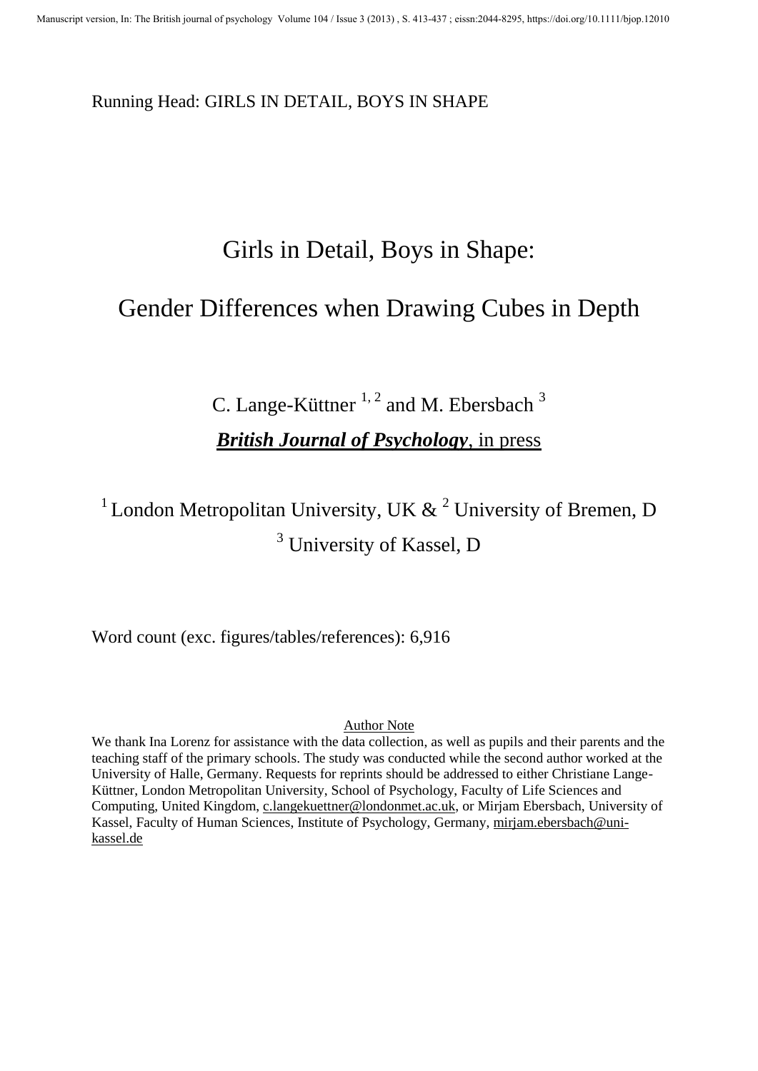Manuscript version, In: The British journal of psychology Volume 104 / Issue 3 (2013) , S. 413-437 ; eissn:2044-8295, https://doi.org/10.1111/bjop.12010

Running Head: GIRLS IN DETAIL, BOYS IN SHAPE

# Girls in Detail, Boys in Shape:

# Gender Differences when Drawing Cubes in Depth

C. Lange-Küttner [1, 2] and M. Ebersbach [3]

***British Journal of Psychology***, in press

[1] London Metropolitan University, UK & [2] University of Bremen, D
[3] University of Kassel, D

Word count (exc. figures/tables/references): 6,916

Author Note

We thank Ina Lorenz for assistance with the data collection, as well as pupils and their parents and the teaching staff of the primary schools. The study was conducted while the second author worked at the University of Halle, Germany. Requests for reprints should be addressed to either Christiane Lange-Küttner, London Metropolitan University, School of Psychology, Faculty of Life Sciences and Computing, United Kingdom, c.langekuettner@londonmet.ac.uk, or Mirjam Ebersbach, University of Kassel, Faculty of Human Sciences, Institute of Psychology, Germany, mirjam.ebersbach@uni-kassel.de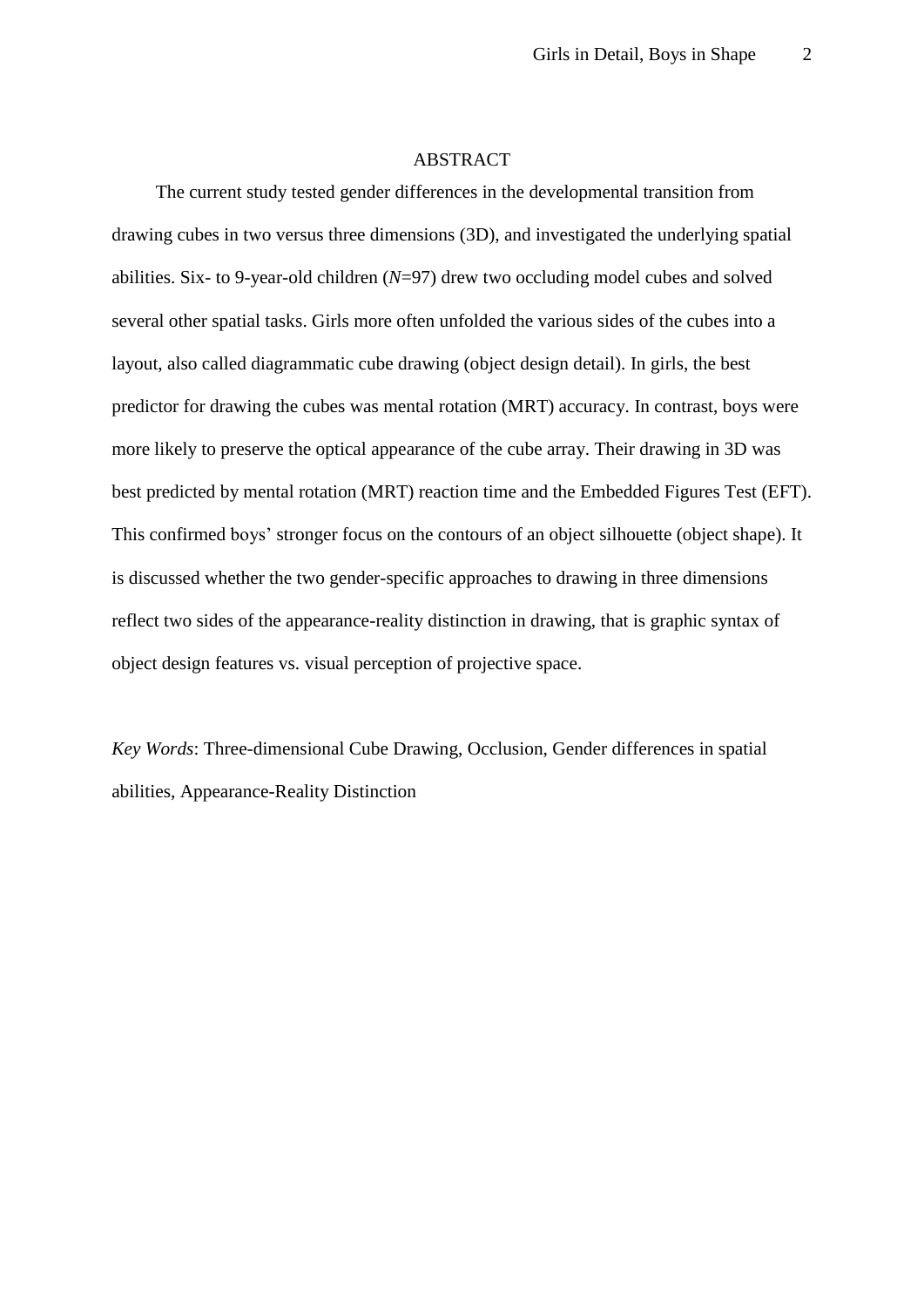## ABSTRACT

The current study tested gender differences in the developmental transition from drawing cubes in two versus three dimensions (3D), and investigated the underlying spatial abilities. Six- to 9-year-old children ($N$=97) drew two occluding model cubes and solved several other spatial tasks. Girls more often unfolded the various sides of the cubes into a layout, also called diagrammatic cube drawing (object design detail). In girls, the best predictor for drawing the cubes was mental rotation (MRT) accuracy. In contrast, boys were more likely to preserve the optical appearance of the cube array. Their drawing in 3D was best predicted by mental rotation (MRT) reaction time and the Embedded Figures Test (EFT). This confirmed boys' stronger focus on the contours of an object silhouette (object shape). It is discussed whether the two gender-specific approaches to drawing in three dimensions reflect two sides of the appearance-reality distinction in drawing, that is graphic syntax of object design features vs. visual perception of projective space.

*Key Words*: Three-dimensional Cube Drawing, Occlusion, Gender differences in spatial abilities, Appearance-Reality Distinction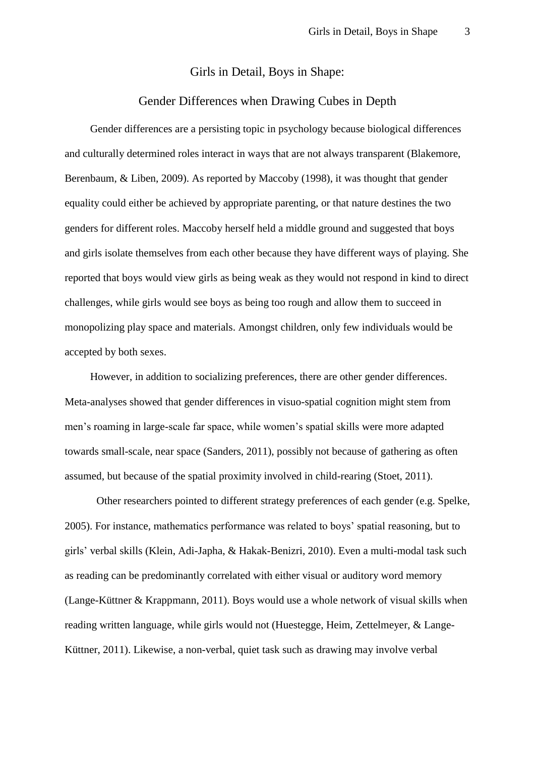# Girls in Detail, Boys in Shape:

## Gender Differences when Drawing Cubes in Depth

Gender differences are a persisting topic in psychology because biological differences and culturally determined roles interact in ways that are not always transparent (Blakemore, Berenbaum, & Liben, 2009). As reported by Maccoby (1998), it was thought that gender equality could either be achieved by appropriate parenting, or that nature destines the two genders for different roles. Maccoby herself held a middle ground and suggested that boys and girls isolate themselves from each other because they have different ways of playing. She reported that boys would view girls as being weak as they would not respond in kind to direct challenges, while girls would see boys as being too rough and allow them to succeed in monopolizing play space and materials. Amongst children, only few individuals would be accepted by both sexes.

However, in addition to socializing preferences, there are other gender differences. Meta-analyses showed that gender differences in visuo-spatial cognition might stem from men's roaming in large-scale far space, while women's spatial skills were more adapted towards small-scale, near space (Sanders, 2011), possibly not because of gathering as often assumed, but because of the spatial proximity involved in child-rearing (Stoet, 2011).

Other researchers pointed to different strategy preferences of each gender (e.g. Spelke, 2005). For instance, mathematics performance was related to boys' spatial reasoning, but to girls' verbal skills (Klein, Adi-Japha, & Hakak-Benizri, 2010). Even a multi-modal task such as reading can be predominantly correlated with either visual or auditory word memory (Lange-Küttner & Krappmann, 2011). Boys would use a whole network of visual skills when reading written language, while girls would not (Huestegge, Heim, Zettelmeyer, & Lange-Küttner, 2011). Likewise, a non-verbal, quiet task such as drawing may involve verbal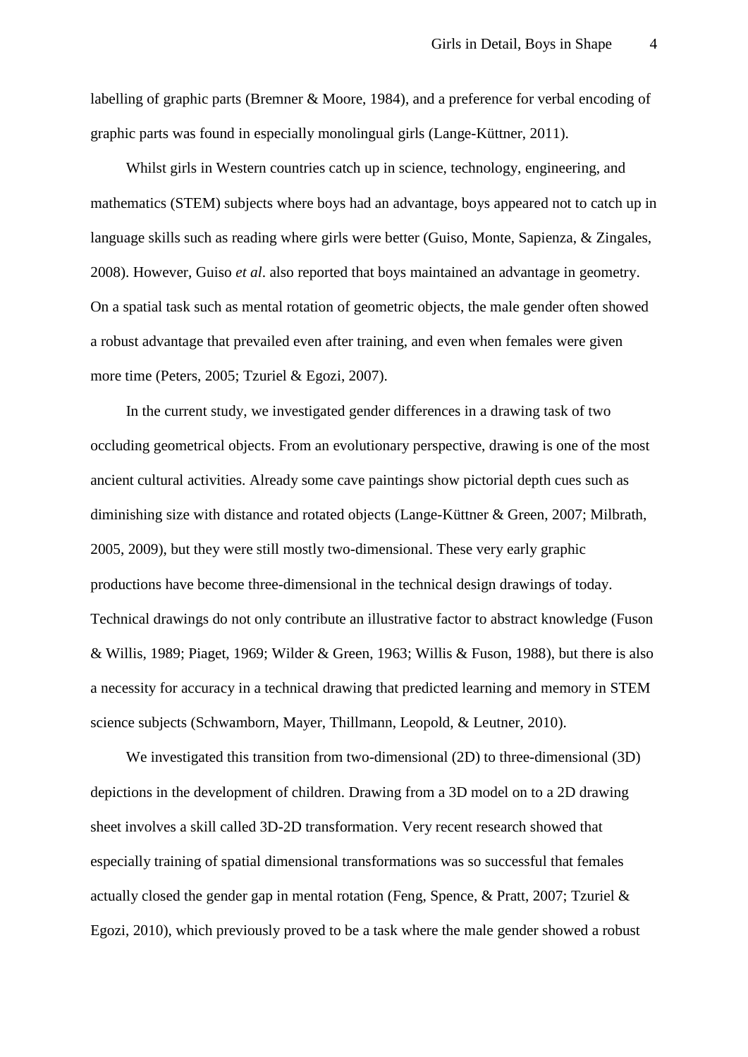labelling of graphic parts (Bremner & Moore, 1984), and a preference for verbal encoding of graphic parts was found in especially monolingual girls (Lange-Küttner, 2011).

Whilst girls in Western countries catch up in science, technology, engineering, and mathematics (STEM) subjects where boys had an advantage, boys appeared not to catch up in language skills such as reading where girls were better (Guiso, Monte, Sapienza, & Zingales, 2008). However, Guiso *et al*. also reported that boys maintained an advantage in geometry. On a spatial task such as mental rotation of geometric objects, the male gender often showed a robust advantage that prevailed even after training, and even when females were given more time (Peters, 2005; Tzuriel & Egozi, 2007).

In the current study, we investigated gender differences in a drawing task of two occluding geometrical objects. From an evolutionary perspective, drawing is one of the most ancient cultural activities. Already some cave paintings show pictorial depth cues such as diminishing size with distance and rotated objects (Lange-Küttner & Green, 2007; Milbrath, 2005, 2009), but they were still mostly two-dimensional. These very early graphic productions have become three-dimensional in the technical design drawings of today. Technical drawings do not only contribute an illustrative factor to abstract knowledge (Fuson & Willis, 1989; Piaget, 1969; Wilder & Green, 1963; Willis & Fuson, 1988), but there is also a necessity for accuracy in a technical drawing that predicted learning and memory in STEM science subjects (Schwamborn, Mayer, Thillmann, Leopold, & Leutner, 2010).

We investigated this transition from two-dimensional (2D) to three-dimensional (3D) depictions in the development of children. Drawing from a 3D model on to a 2D drawing sheet involves a skill called 3D-2D transformation. Very recent research showed that especially training of spatial dimensional transformations was so successful that females actually closed the gender gap in mental rotation (Feng, Spence, & Pratt, 2007; Tzuriel & Egozi, 2010), which previously proved to be a task where the male gender showed a robust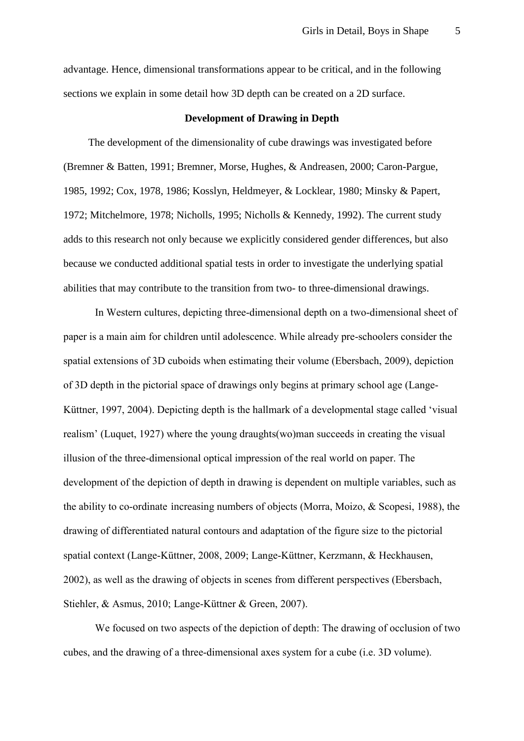advantage. Hence, dimensional transformations appear to be critical, and in the following sections we explain in some detail how 3D depth can be created on a 2D surface.

## Development of Drawing in Depth

The development of the dimensionality of cube drawings was investigated before (Bremner & Batten, 1991; Bremner, Morse, Hughes, & Andreasen, 2000; Caron-Pargue, 1985, 1992; Cox, 1978, 1986; Kosslyn, Heldmeyer, & Locklear, 1980; Minsky & Papert, 1972; Mitchelmore, 1978; Nicholls, 1995; Nicholls & Kennedy, 1992). The current study adds to this research not only because we explicitly considered gender differences, but also because we conducted additional spatial tests in order to investigate the underlying spatial abilities that may contribute to the transition from two- to three-dimensional drawings.

In Western cultures, depicting three-dimensional depth on a two-dimensional sheet of paper is a main aim for children until adolescence. While already pre-schoolers consider the spatial extensions of 3D cuboids when estimating their volume (Ebersbach, 2009), depiction of 3D depth in the pictorial space of drawings only begins at primary school age (Lange-Küttner, 1997, 2004). Depicting depth is the hallmark of a developmental stage called 'visual realism' (Luquet, 1927) where the young draughts(wo)man succeeds in creating the visual illusion of the three-dimensional optical impression of the real world on paper. The development of the depiction of depth in drawing is dependent on multiple variables, such as the ability to co-ordinate increasing numbers of objects (Morra, Moizo, & Scopesi, 1988), the drawing of differentiated natural contours and adaptation of the figure size to the pictorial spatial context (Lange-Küttner, 2008, 2009; Lange-Küttner, Kerzmann, & Heckhausen, 2002), as well as the drawing of objects in scenes from different perspectives (Ebersbach, Stiehler, & Asmus, 2010; Lange-Küttner & Green, 2007).

We focused on two aspects of the depiction of depth: The drawing of occlusion of two cubes, and the drawing of a three-dimensional axes system for a cube (i.e. 3D volume).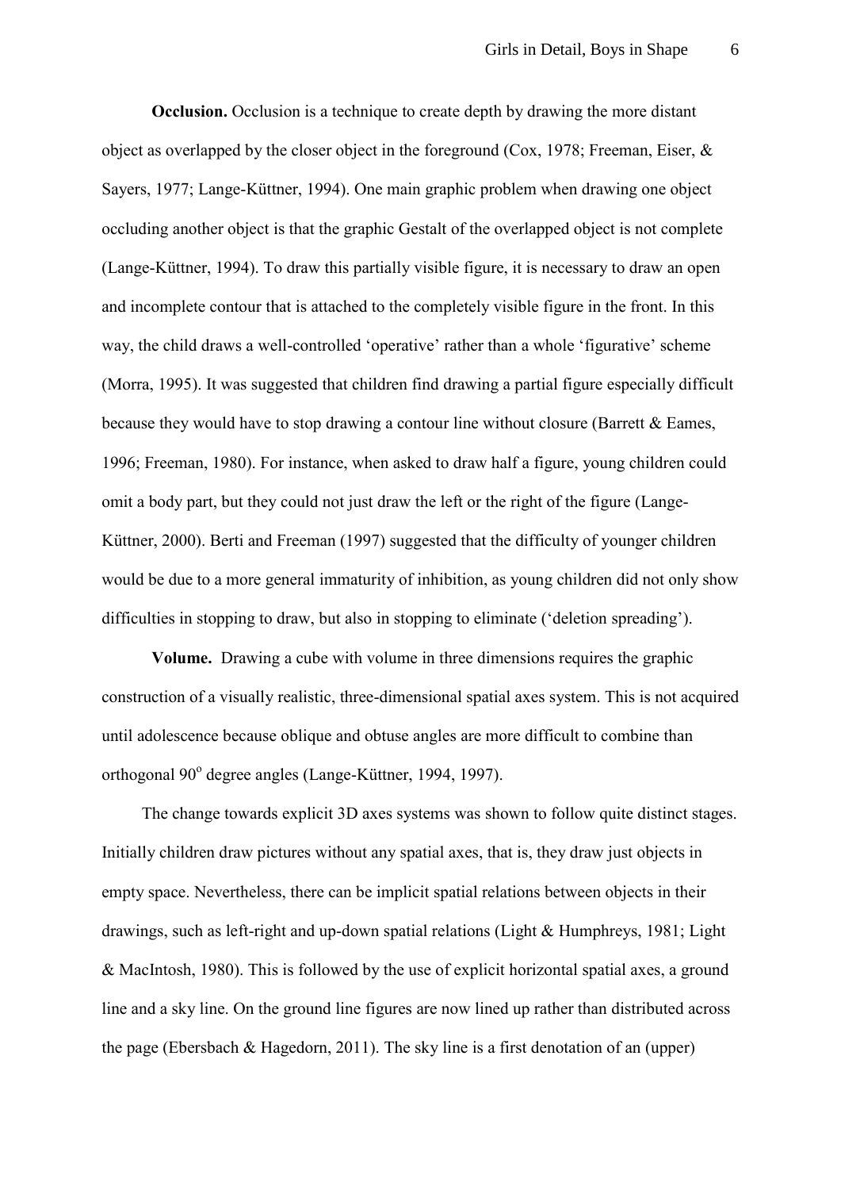**Occlusion.** Occlusion is a technique to create depth by drawing the more distant object as overlapped by the closer object in the foreground (Cox, 1978; Freeman, Eiser, & Sayers, 1977; Lange-Küttner, 1994). One main graphic problem when drawing one object occluding another object is that the graphic Gestalt of the overlapped object is not complete (Lange-Küttner, 1994). To draw this partially visible figure, it is necessary to draw an open and incomplete contour that is attached to the completely visible figure in the front. In this way, the child draws a well-controlled 'operative' rather than a whole 'figurative' scheme (Morra, 1995). It was suggested that children find drawing a partial figure especially difficult because they would have to stop drawing a contour line without closure (Barrett & Eames, 1996; Freeman, 1980). For instance, when asked to draw half a figure, young children could omit a body part, but they could not just draw the left or the right of the figure (Lange-Küttner, 2000). Berti and Freeman (1997) suggested that the difficulty of younger children would be due to a more general immaturity of inhibition, as young children did not only show difficulties in stopping to draw, but also in stopping to eliminate ('deletion spreading').

**Volume.** Drawing a cube with volume in three dimensions requires the graphic construction of a visually realistic, three-dimensional spatial axes system. This is not acquired until adolescence because oblique and obtuse angles are more difficult to combine than orthogonal 90° degree angles (Lange-Küttner, 1994, 1997).

The change towards explicit 3D axes systems was shown to follow quite distinct stages. Initially children draw pictures without any spatial axes, that is, they draw just objects in empty space. Nevertheless, there can be implicit spatial relations between objects in their drawings, such as left-right and up-down spatial relations (Light & Humphreys, 1981; Light & MacIntosh, 1980). This is followed by the use of explicit horizontal spatial axes, a ground line and a sky line. On the ground line figures are now lined up rather than distributed across the page (Ebersbach & Hagedorn, 2011). The sky line is a first denotation of an (upper)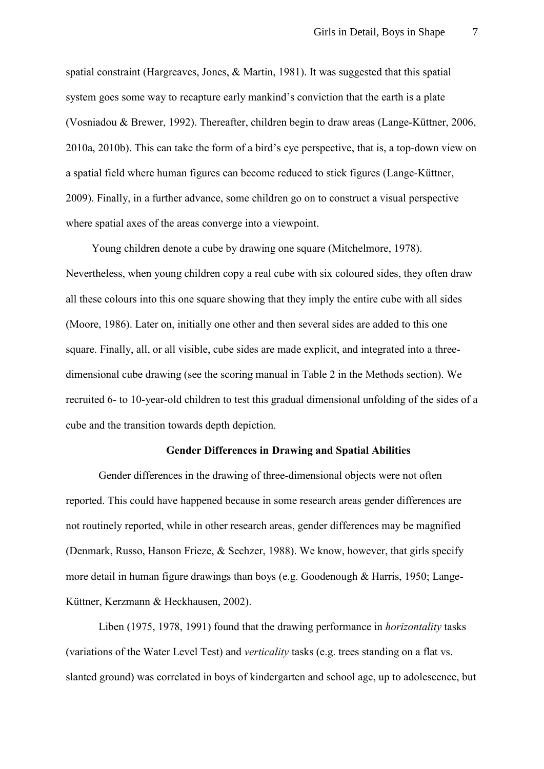spatial constraint (Hargreaves, Jones, & Martin, 1981). It was suggested that this spatial system goes some way to recapture early mankind's conviction that the earth is a plate (Vosniadou & Brewer, 1992). Thereafter, children begin to draw areas (Lange-Küttner, 2006, 2010a, 2010b). This can take the form of a bird's eye perspective, that is, a top-down view on a spatial field where human figures can become reduced to stick figures (Lange-Küttner, 2009). Finally, in a further advance, some children go on to construct a visual perspective where spatial axes of the areas converge into a viewpoint.

Young children denote a cube by drawing one square (Mitchelmore, 1978). Nevertheless, when young children copy a real cube with six coloured sides, they often draw all these colours into this one square showing that they imply the entire cube with all sides (Moore, 1986). Later on, initially one other and then several sides are added to this one square. Finally, all, or all visible, cube sides are made explicit, and integrated into a three-dimensional cube drawing (see the scoring manual in Table 2 in the Methods section). We recruited 6- to 10-year-old children to test this gradual dimensional unfolding of the sides of a cube and the transition towards depth depiction.

## Gender Differences in Drawing and Spatial Abilities

Gender differences in the drawing of three-dimensional objects were not often reported. This could have happened because in some research areas gender differences are not routinely reported, while in other research areas, gender differences may be magnified (Denmark, Russo, Hanson Frieze, & Sechzer, 1988). We know, however, that girls specify more detail in human figure drawings than boys (e.g. Goodenough & Harris, 1950; Lange-Küttner, Kerzmann & Heckhausen, 2002).

Liben (1975, 1978, 1991) found that the drawing performance in *horizontality* tasks (variations of the Water Level Test) and *verticality* tasks (e.g. trees standing on a flat vs. slanted ground) was correlated in boys of kindergarten and school age, up to adolescence, but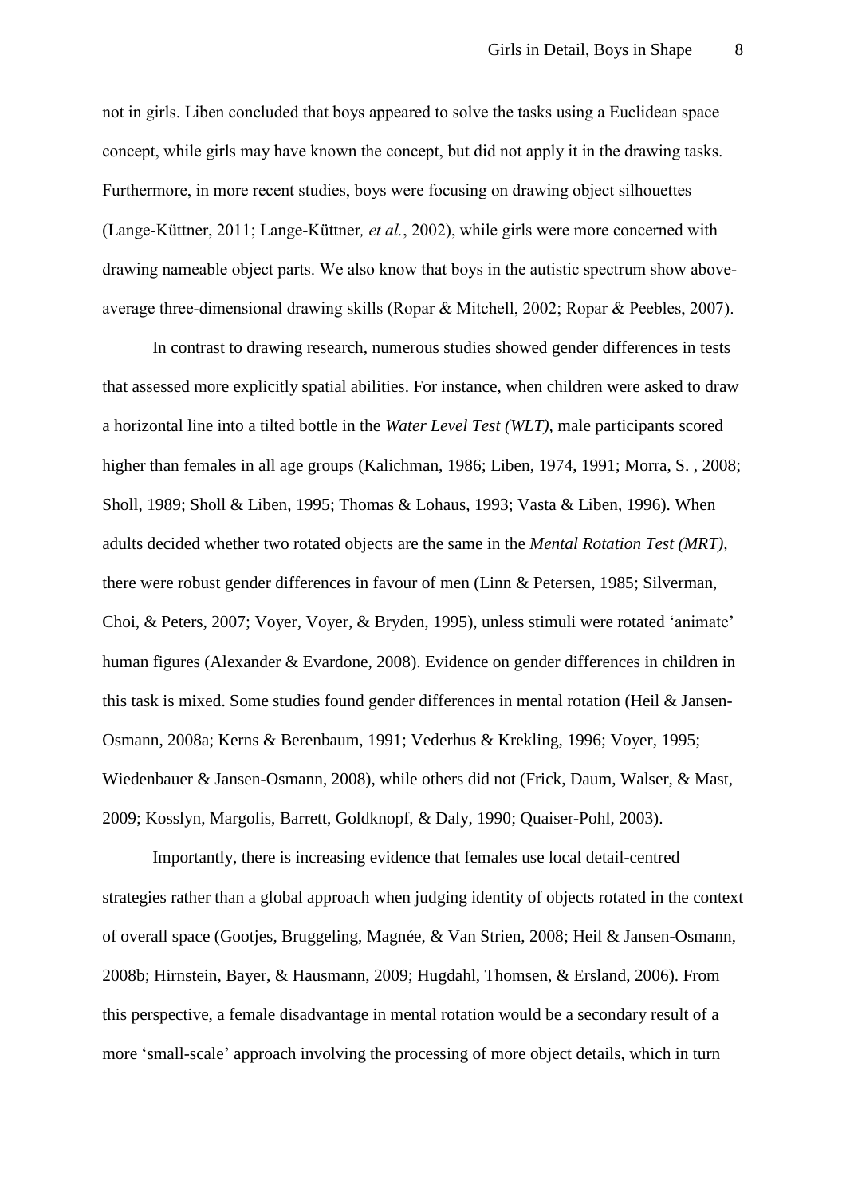not in girls. Liben concluded that boys appeared to solve the tasks using a Euclidean space concept, while girls may have known the concept, but did not apply it in the drawing tasks. Furthermore, in more recent studies, boys were focusing on drawing object silhouettes (Lange-Küttner, 2011; Lange-Küttner*, et al.*, 2002), while girls were more concerned with drawing nameable object parts. We also know that boys in the autistic spectrum show above-average three-dimensional drawing skills (Ropar & Mitchell, 2002; Ropar & Peebles, 2007).

In contrast to drawing research, numerous studies showed gender differences in tests that assessed more explicitly spatial abilities. For instance, when children were asked to draw a horizontal line into a tilted bottle in the *Water Level Test (WLT),* male participants scored higher than females in all age groups (Kalichman, 1986; Liben, 1974, 1991; Morra, S. , 2008; Sholl, 1989; Sholl & Liben, 1995; Thomas & Lohaus, 1993; Vasta & Liben, 1996). When adults decided whether two rotated objects are the same in the *Mental Rotation Test (MRT),* there were robust gender differences in favour of men (Linn & Petersen, 1985; Silverman, Choi, & Peters, 2007; Voyer, Voyer, & Bryden, 1995), unless stimuli were rotated 'animate' human figures (Alexander & Evardone, 2008). Evidence on gender differences in children in this task is mixed. Some studies found gender differences in mental rotation (Heil & Jansen-Osmann, 2008a; Kerns & Berenbaum, 1991; Vederhus & Krekling, 1996; Voyer, 1995; Wiedenbauer & Jansen-Osmann, 2008), while others did not (Frick, Daum, Walser, & Mast, 2009; Kosslyn, Margolis, Barrett, Goldknopf, & Daly, 1990; Quaiser-Pohl, 2003).

Importantly, there is increasing evidence that females use local detail-centred strategies rather than a global approach when judging identity of objects rotated in the context of overall space (Gootjes, Bruggeling, Magnée, & Van Strien, 2008; Heil & Jansen-Osmann, 2008b; Hirnstein, Bayer, & Hausmann, 2009; Hugdahl, Thomsen, & Ersland, 2006). From this perspective, a female disadvantage in mental rotation would be a secondary result of a more 'small-scale' approach involving the processing of more object details, which in turn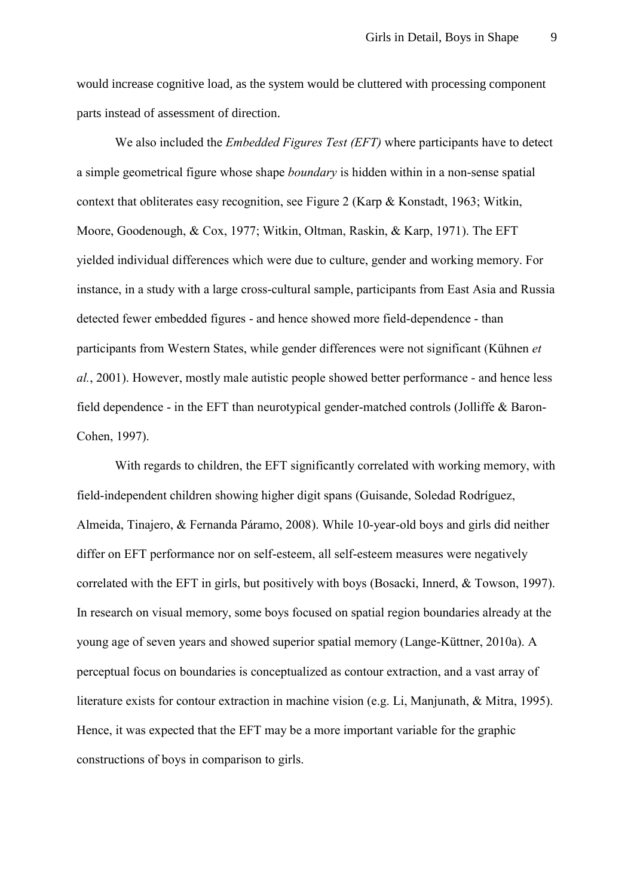would increase cognitive load, as the system would be cluttered with processing component parts instead of assessment of direction.

We also included the *Embedded Figures Test (EFT)* where participants have to detect a simple geometrical figure whose shape *boundary* is hidden within in a non-sense spatial context that obliterates easy recognition, see Figure 2 (Karp & Konstadt, 1963; Witkin, Moore, Goodenough, & Cox, 1977; Witkin, Oltman, Raskin, & Karp, 1971). The EFT yielded individual differences which were due to culture, gender and working memory. For instance, in a study with a large cross-cultural sample, participants from East Asia and Russia detected fewer embedded figures - and hence showed more field-dependence - than participants from Western States, while gender differences were not significant (Kühnen *et al.*, 2001). However, mostly male autistic people showed better performance - and hence less field dependence - in the EFT than neurotypical gender-matched controls (Jolliffe & Baron-Cohen, 1997).

With regards to children, the EFT significantly correlated with working memory, with field-independent children showing higher digit spans (Guisande, Soledad Rodríguez, Almeida, Tinajero, & Fernanda Páramo, 2008). While 10-year-old boys and girls did neither differ on EFT performance nor on self-esteem, all self-esteem measures were negatively correlated with the EFT in girls, but positively with boys (Bosacki, Innerd, & Towson, 1997). In research on visual memory, some boys focused on spatial region boundaries already at the young age of seven years and showed superior spatial memory (Lange-Küttner, 2010a). A perceptual focus on boundaries is conceptualized as contour extraction, and a vast array of literature exists for contour extraction in machine vision (e.g. Li, Manjunath, & Mitra, 1995). Hence, it was expected that the EFT may be a more important variable for the graphic constructions of boys in comparison to girls.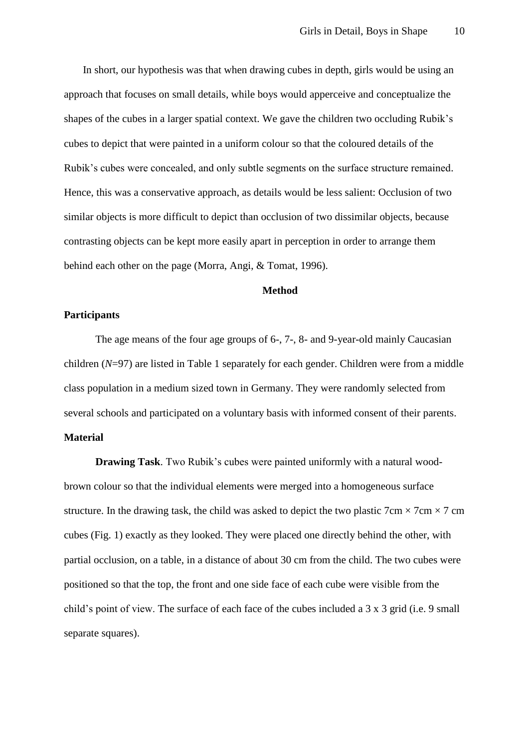In short, our hypothesis was that when drawing cubes in depth, girls would be using an approach that focuses on small details, while boys would apperceive and conceptualize the shapes of the cubes in a larger spatial context. We gave the children two occluding Rubik's cubes to depict that were painted in a uniform colour so that the coloured details of the Rubik's cubes were concealed, and only subtle segments on the surface structure remained. Hence, this was a conservative approach, as details would be less salient: Occlusion of two similar objects is more difficult to depict than occlusion of two dissimilar objects, because contrasting objects can be kept more easily apart in perception in order to arrange them behind each other on the page (Morra, Angi, & Tomat, 1996).

## Method

### Participants

The age means of the four age groups of 6-, 7-, 8- and 9-year-old mainly Caucasian children (*N*=97) are listed in Table 1 separately for each gender. Children were from a middle class population in a medium sized town in Germany. They were randomly selected from several schools and participated on a voluntary basis with informed consent of their parents.

### Material

**Drawing Task**. Two Rubik's cubes were painted uniformly with a natural wood-brown colour so that the individual elements were merged into a homogeneous surface structure. In the drawing task, the child was asked to depict the two plastic 7cm × 7cm × 7 cm cubes (Fig. 1) exactly as they looked. They were placed one directly behind the other, with partial occlusion, on a table, in a distance of about 30 cm from the child. The two cubes were positioned so that the top, the front and one side face of each cube were visible from the child's point of view. The surface of each face of the cubes included a 3 x 3 grid (i.e. 9 small separate squares).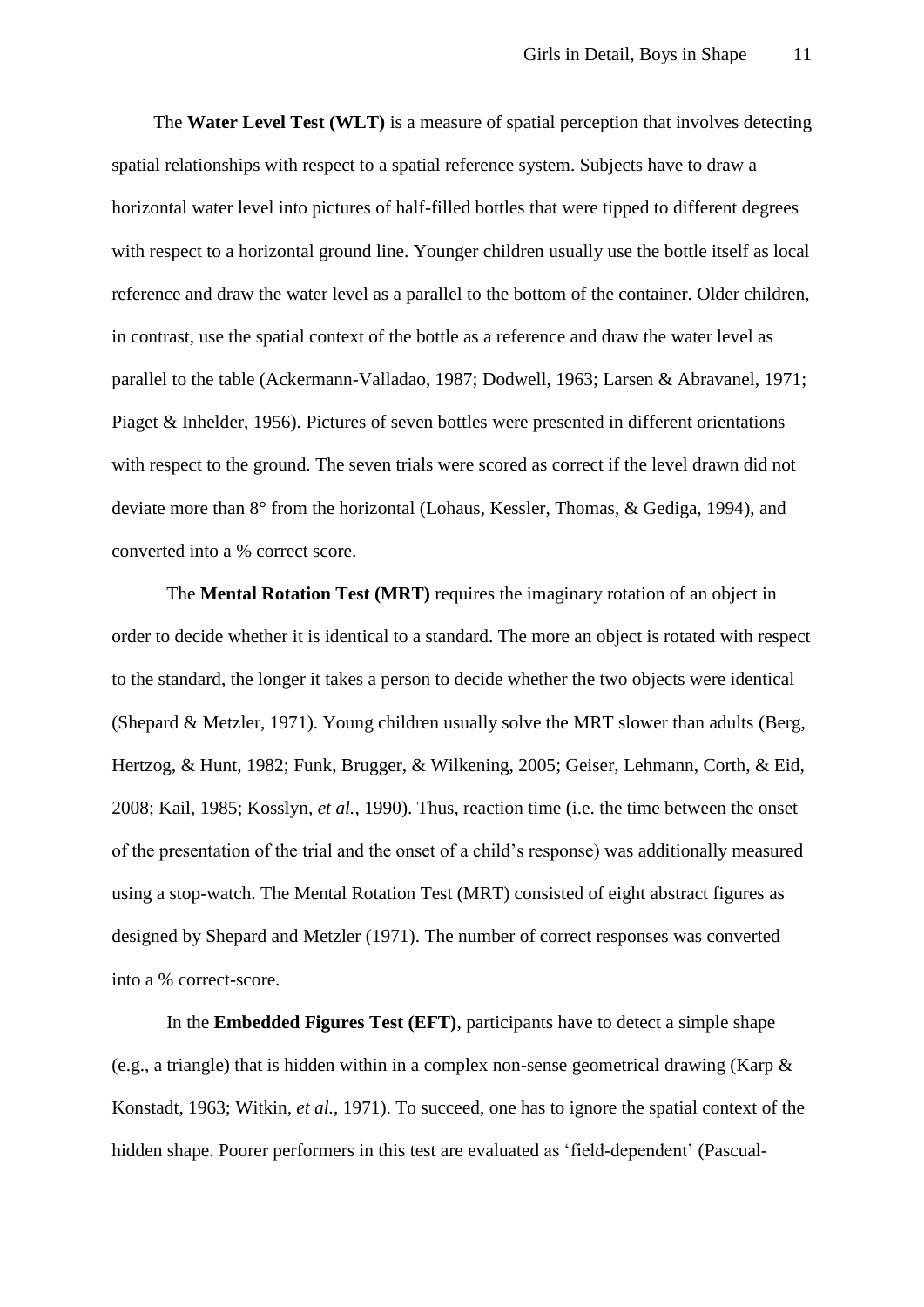The **Water Level Test (WLT)** is a measure of spatial perception that involves detecting spatial relationships with respect to a spatial reference system. Subjects have to draw a horizontal water level into pictures of half-filled bottles that were tipped to different degrees with respect to a horizontal ground line. Younger children usually use the bottle itself as local reference and draw the water level as a parallel to the bottom of the container. Older children, in contrast, use the spatial context of the bottle as a reference and draw the water level as parallel to the table (Ackermann-Valladao, 1987; Dodwell, 1963; Larsen & Abravanel, 1971; Piaget & Inhelder, 1956). Pictures of seven bottles were presented in different orientations with respect to the ground. The seven trials were scored as correct if the level drawn did not deviate more than 8° from the horizontal (Lohaus, Kessler, Thomas, & Gediga, 1994), and converted into a % correct score.

The **Mental Rotation Test (MRT)** requires the imaginary rotation of an object in order to decide whether it is identical to a standard. The more an object is rotated with respect to the standard, the longer it takes a person to decide whether the two objects were identical (Shepard & Metzler, 1971). Young children usually solve the MRT slower than adults (Berg, Hertzog, & Hunt, 1982; Funk, Brugger, & Wilkening, 2005; Geiser, Lehmann, Corth, & Eid, 2008; Kail, 1985; Kosslyn, *et al.*, 1990). Thus, reaction time (i.e. the time between the onset of the presentation of the trial and the onset of a child's response) was additionally measured using a stop-watch. The Mental Rotation Test (MRT) consisted of eight abstract figures as designed by Shepard and Metzler (1971). The number of correct responses was converted into a % correct-score.

In the **Embedded Figures Test (EFT)**, participants have to detect a simple shape (e.g., a triangle) that is hidden within in a complex non-sense geometrical drawing (Karp & Konstadt, 1963; Witkin, *et al.*, 1971). To succeed, one has to ignore the spatial context of the hidden shape. Poorer performers in this test are evaluated as 'field-dependent' (Pascual-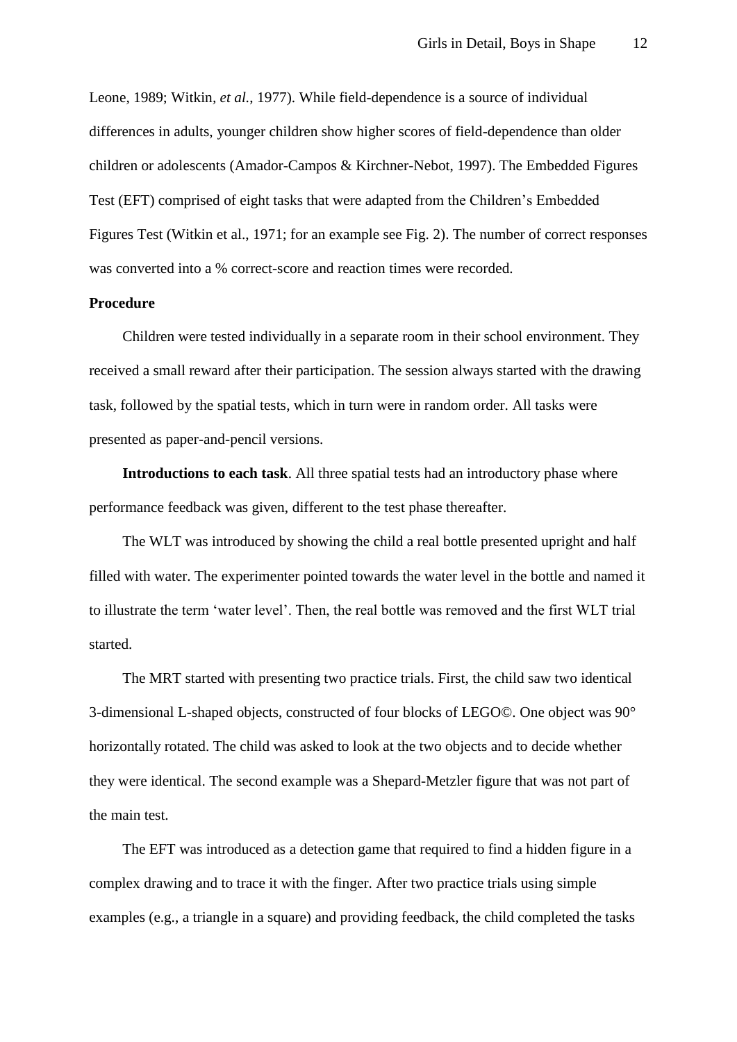Leone, 1989; Witkin, *et al.*, 1977). While field-dependence is a source of individual differences in adults, younger children show higher scores of field-dependence than older children or adolescents (Amador-Campos & Kirchner-Nebot, 1997). The Embedded Figures Test (EFT) comprised of eight tasks that were adapted from the Children's Embedded Figures Test (Witkin et al., 1971; for an example see Fig. 2). The number of correct responses was converted into a % correct-score and reaction times were recorded.

**Procedure**

Children were tested individually in a separate room in their school environment. They received a small reward after their participation. The session always started with the drawing task, followed by the spatial tests, which in turn were in random order. All tasks were presented as paper-and-pencil versions.

**Introductions to each task**. All three spatial tests had an introductory phase where performance feedback was given, different to the test phase thereafter.

The WLT was introduced by showing the child a real bottle presented upright and half filled with water. The experimenter pointed towards the water level in the bottle and named it to illustrate the term 'water level'. Then, the real bottle was removed and the first WLT trial started.

The MRT started with presenting two practice trials. First, the child saw two identical 3-dimensional L-shaped objects, constructed of four blocks of LEGO©. One object was 90° horizontally rotated. The child was asked to look at the two objects and to decide whether they were identical. The second example was a Shepard-Metzler figure that was not part of the main test.

The EFT was introduced as a detection game that required to find a hidden figure in a complex drawing and to trace it with the finger. After two practice trials using simple examples (e.g., a triangle in a square) and providing feedback, the child completed the tasks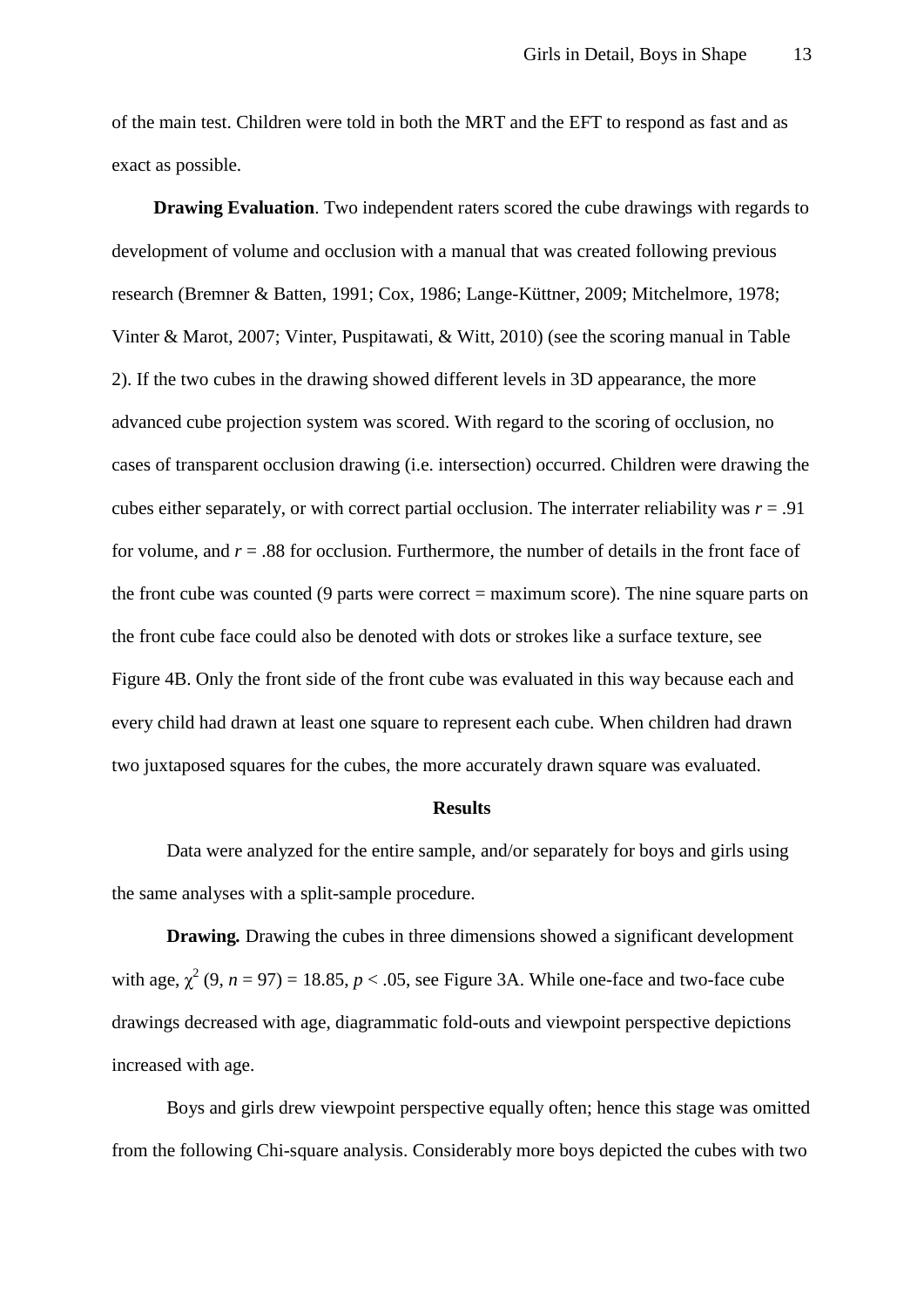of the main test. Children were told in both the MRT and the EFT to respond as fast and as exact as possible.

**Drawing Evaluation**. Two independent raters scored the cube drawings with regards to development of volume and occlusion with a manual that was created following previous research (Bremner & Batten, 1991; Cox, 1986; Lange-Küttner, 2009; Mitchelmore, 1978; Vinter & Marot, 2007; Vinter, Puspitawati, & Witt, 2010) (see the scoring manual in Table 2). If the two cubes in the drawing showed different levels in 3D appearance, the more advanced cube projection system was scored. With regard to the scoring of occlusion, no cases of transparent occlusion drawing (i.e. intersection) occurred. Children were drawing the cubes either separately, or with correct partial occlusion. The interrater reliability was $r = .91$ for volume, and $r = .88$ for occlusion. Furthermore, the number of details in the front face of the front cube was counted (9 parts were correct = maximum score). The nine square parts on the front cube face could also be denoted with dots or strokes like a surface texture, see Figure 4B. Only the front side of the front cube was evaluated in this way because each and every child had drawn at least one square to represent each cube. When children had drawn two juxtaposed squares for the cubes, the more accurately drawn square was evaluated.

## Results

Data were analyzed for the entire sample, and/or separately for boys and girls using the same analyses with a split-sample procedure.

**Drawing.** Drawing the cubes in three dimensions showed a significant development with age, $\chi^2$ (9, $n$ = 97) = 18.85, $p < .05$, see Figure 3A. While one-face and two-face cube drawings decreased with age, diagrammatic fold-outs and viewpoint perspective depictions increased with age.

Boys and girls drew viewpoint perspective equally often; hence this stage was omitted from the following Chi-square analysis. Considerably more boys depicted the cubes with two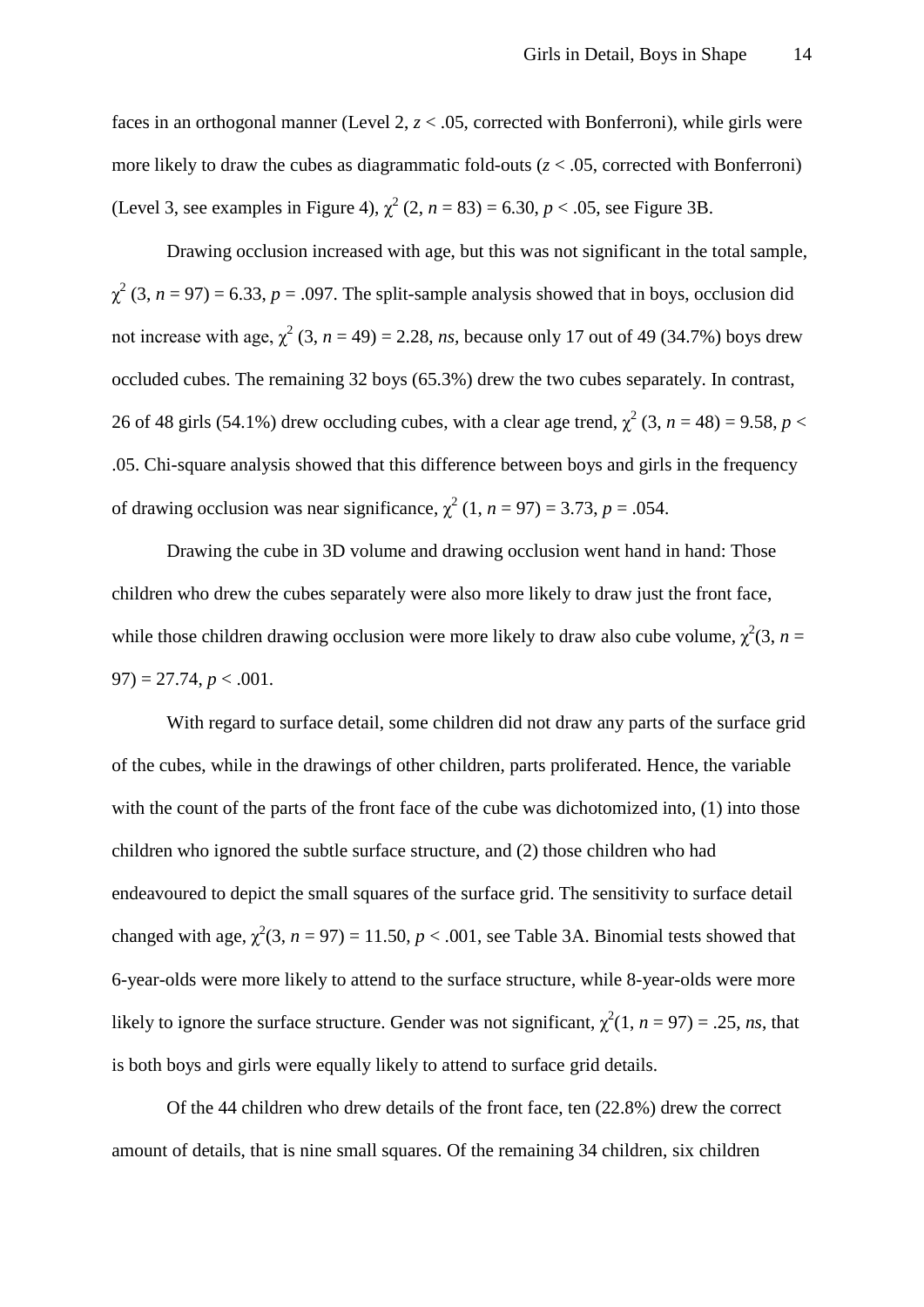faces in an orthogonal manner (Level 2, $z < .05$, corrected with Bonferroni), while girls were more likely to draw the cubes as diagrammatic fold-outs ($z < .05$, corrected with Bonferroni) (Level 3, see examples in Figure 4), $\chi^2$ (2, $n$ = 83) = 6.30, $p < .05$, see Figure 3B.

Drawing occlusion increased with age, but this was not significant in the total sample, $\chi^2$ (3, $n$ = 97) = 6.33, $p$ = .097. The split-sample analysis showed that in boys, occlusion did not increase with age, $\chi^2$ (3, $n$ = 49) = 2.28, *ns*, because only 17 out of 49 (34.7%) boys drew occluded cubes. The remaining 32 boys (65.3%) drew the two cubes separately. In contrast, 26 of 48 girls (54.1%) drew occluding cubes, with a clear age trend, $\chi^2$ (3, $n$ = 48) = 9.58, $p <$ .05. Chi-square analysis showed that this difference between boys and girls in the frequency of drawing occlusion was near significance, $\chi^2$ (1, $n$ = 97) = 3.73, $p$ = .054.

Drawing the cube in 3D volume and drawing occlusion went hand in hand: Those children who drew the cubes separately were also more likely to draw just the front face, while those children drawing occlusion were more likely to draw also cube volume, $\chi^2$(3, $n$ = 97) = 27.74, $p < .001$.

With regard to surface detail, some children did not draw any parts of the surface grid of the cubes, while in the drawings of other children, parts proliferated. Hence, the variable with the count of the parts of the front face of the cube was dichotomized into, (1) into those children who ignored the subtle surface structure, and (2) those children who had endeavoured to depict the small squares of the surface grid. The sensitivity to surface detail changed with age, $\chi^2$(3, $n$ = 97) = 11.50, $p < .001$, see Table 3A. Binomial tests showed that 6-year-olds were more likely to attend to the surface structure, while 8-year-olds were more likely to ignore the surface structure. Gender was not significant, $\chi^2$(1, $n$ = 97) = .25, *ns*, that is both boys and girls were equally likely to attend to surface grid details.

Of the 44 children who drew details of the front face, ten (22.8%) drew the correct amount of details, that is nine small squares. Of the remaining 34 children, six children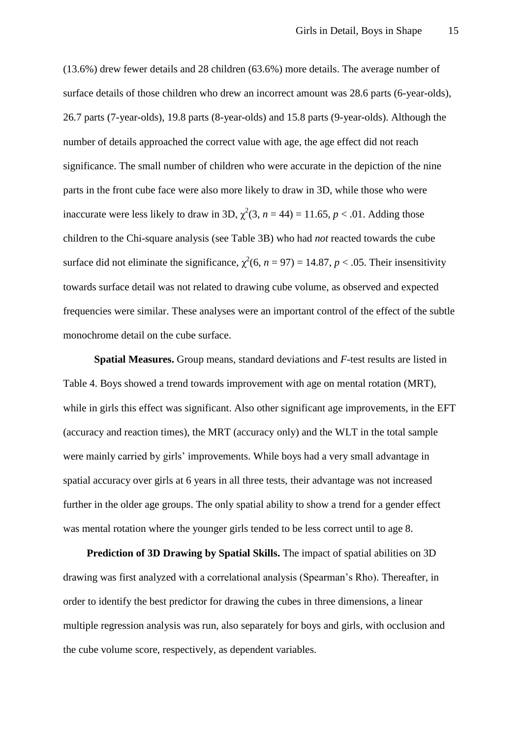(13.6%) drew fewer details and 28 children (63.6%) more details. The average number of surface details of those children who drew an incorrect amount was 28.6 parts (6-year-olds), 26.7 parts (7-year-olds), 19.8 parts (8-year-olds) and 15.8 parts (9-year-olds). Although the number of details approached the correct value with age, the age effect did not reach significance. The small number of children who were accurate in the depiction of the nine parts in the front cube face were also more likely to draw in 3D, while those who were inaccurate were less likely to draw in 3D, $\chi^2(3, n = 44) = 11.65, p < .01$. Adding those children to the Chi-square analysis (see Table 3B) who had *not* reacted towards the cube surface did not eliminate the significance, $\chi^2(6, n = 97) = 14.87, p < .05$. Their insensitivity towards surface detail was not related to drawing cube volume, as observed and expected frequencies were similar. These analyses were an important control of the effect of the subtle monochrome detail on the cube surface.

**Spatial Measures.** Group means, standard deviations and *F*-test results are listed in Table 4. Boys showed a trend towards improvement with age on mental rotation (MRT), while in girls this effect was significant. Also other significant age improvements, in the EFT (accuracy and reaction times), the MRT (accuracy only) and the WLT in the total sample were mainly carried by girls' improvements. While boys had a very small advantage in spatial accuracy over girls at 6 years in all three tests, their advantage was not increased further in the older age groups. The only spatial ability to show a trend for a gender effect was mental rotation where the younger girls tended to be less correct until to age 8.

**Prediction of 3D Drawing by Spatial Skills.** The impact of spatial abilities on 3D drawing was first analyzed with a correlational analysis (Spearman's Rho). Thereafter, in order to identify the best predictor for drawing the cubes in three dimensions, a linear multiple regression analysis was run, also separately for boys and girls, with occlusion and the cube volume score, respectively, as dependent variables.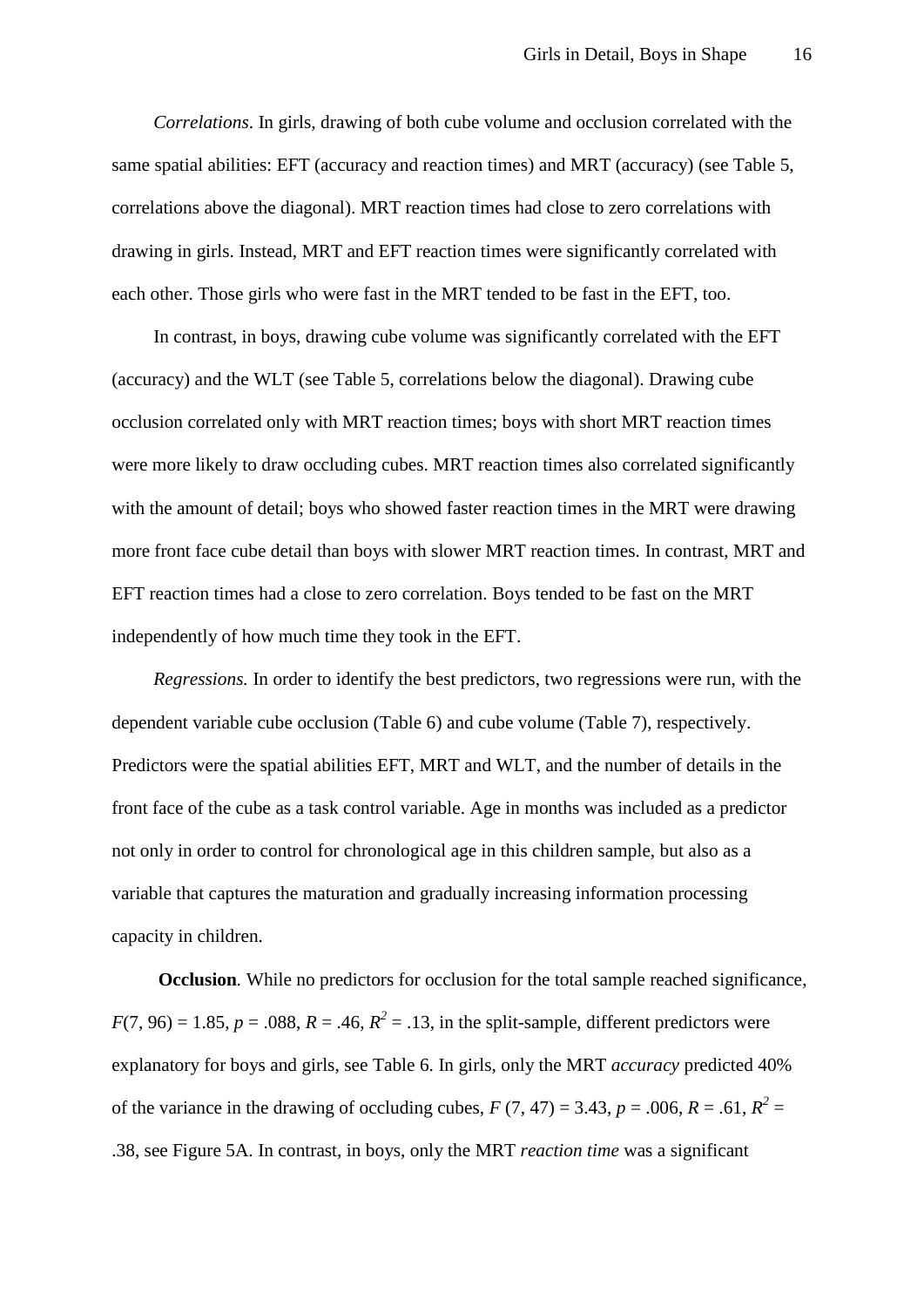*Correlations*. In girls, drawing of both cube volume and occlusion correlated with the same spatial abilities: EFT (accuracy and reaction times) and MRT (accuracy) (see Table 5, correlations above the diagonal). MRT reaction times had close to zero correlations with drawing in girls. Instead, MRT and EFT reaction times were significantly correlated with each other. Those girls who were fast in the MRT tended to be fast in the EFT, too.

In contrast, in boys, drawing cube volume was significantly correlated with the EFT (accuracy) and the WLT (see Table 5, correlations below the diagonal). Drawing cube occlusion correlated only with MRT reaction times; boys with short MRT reaction times were more likely to draw occluding cubes. MRT reaction times also correlated significantly with the amount of detail; boys who showed faster reaction times in the MRT were drawing more front face cube detail than boys with slower MRT reaction times. In contrast, MRT and EFT reaction times had a close to zero correlation. Boys tended to be fast on the MRT independently of how much time they took in the EFT.

*Regressions.* In order to identify the best predictors, two regressions were run, with the dependent variable cube occlusion (Table 6) and cube volume (Table 7), respectively. Predictors were the spatial abilities EFT, MRT and WLT, and the number of details in the front face of the cube as a task control variable. Age in months was included as a predictor not only in order to control for chronological age in this children sample, but also as a variable that captures the maturation and gradually increasing information processing capacity in children.

**Occlusion***.* While no predictors for occlusion for the total sample reached significance, $F(7, 96) = 1.85$, $p = .088$, $R = .46$, $R^2 = .13$, in the split-sample, different predictors were explanatory for boys and girls, see Table 6. In girls, only the MRT *accuracy* predicted 40% of the variance in the drawing of occluding cubes, $F\ (7, 47) = 3.43$, $p = .006$, $R = .61$, $R^2 = .38$, see Figure 5A. In contrast, in boys, only the MRT *reaction time* was a significant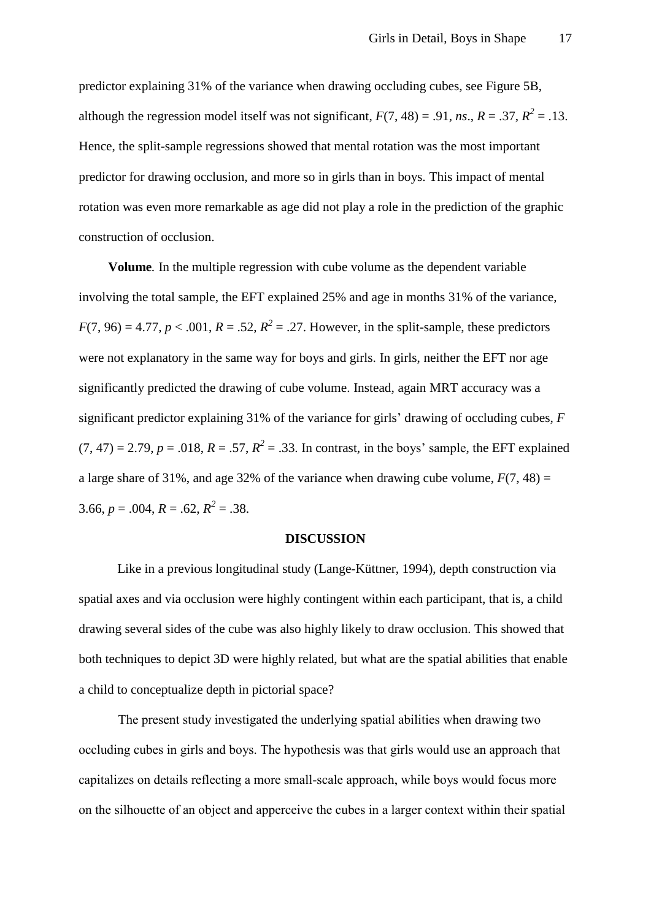predictor explaining 31% of the variance when drawing occluding cubes, see Figure 5B, although the regression model itself was not significant, $F(7, 48) = .91$, *ns*., $R = .37$, $R^2 = .13$. Hence, the split-sample regressions showed that mental rotation was the most important predictor for drawing occlusion, and more so in girls than in boys. This impact of mental rotation was even more remarkable as age did not play a role in the prediction of the graphic construction of occlusion.

**Volume***.* In the multiple regression with cube volume as the dependent variable involving the total sample, the EFT explained 25% and age in months 31% of the variance, $F(7, 96) = 4.77$, $p < .001$, $R = .52$, $R^2 = .27$. However, in the split-sample, these predictors were not explanatory in the same way for boys and girls. In girls, neither the EFT nor age significantly predicted the drawing of cube volume. Instead, again MRT accuracy was a significant predictor explaining 31% of the variance for girls' drawing of occluding cubes, $F (7, 47) = 2.79$, $p = .018$, $R = .57$, $R^2 = .33$. In contrast, in the boys' sample, the EFT explained a large share of 31%, and age 32% of the variance when drawing cube volume, $F(7, 48) = 3.66$, $p = .004$, $R = .62$, $R^2 = .38$.

## DISCUSSION

Like in a previous longitudinal study (Lange-Küttner, 1994), depth construction via spatial axes and via occlusion were highly contingent within each participant, that is, a child drawing several sides of the cube was also highly likely to draw occlusion. This showed that both techniques to depict 3D were highly related, but what are the spatial abilities that enable a child to conceptualize depth in pictorial space?

The present study investigated the underlying spatial abilities when drawing two occluding cubes in girls and boys. The hypothesis was that girls would use an approach that capitalizes on details reflecting a more small-scale approach, while boys would focus more on the silhouette of an object and apperceive the cubes in a larger context within their spatial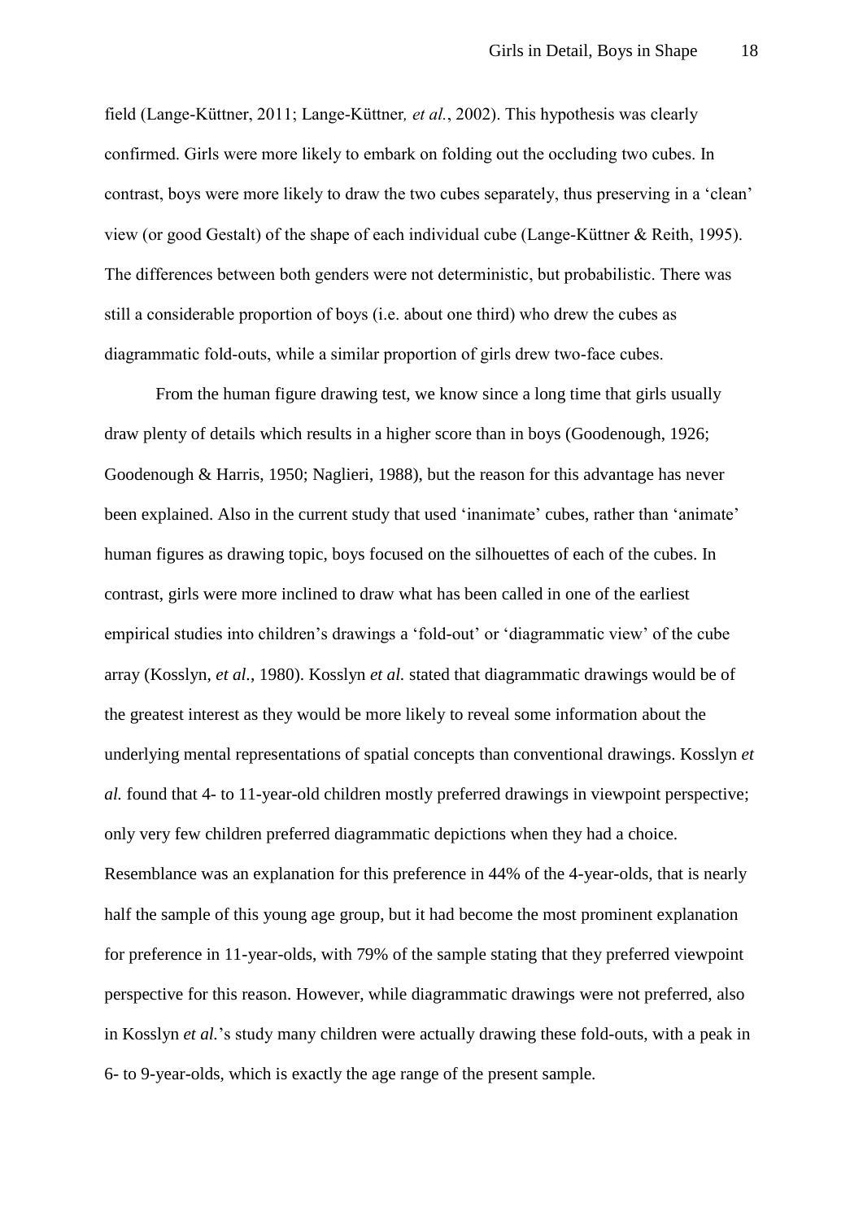field (Lange-Küttner, 2011; Lange-Küttner*, et al.*, 2002). This hypothesis was clearly confirmed. Girls were more likely to embark on folding out the occluding two cubes. In contrast, boys were more likely to draw the two cubes separately, thus preserving in a 'clean' view (or good Gestalt) of the shape of each individual cube (Lange-Küttner & Reith, 1995). The differences between both genders were not deterministic, but probabilistic. There was still a considerable proportion of boys (i.e. about one third) who drew the cubes as diagrammatic fold-outs, while a similar proportion of girls drew two-face cubes.

From the human figure drawing test, we know since a long time that girls usually draw plenty of details which results in a higher score than in boys (Goodenough, 1926; Goodenough & Harris, 1950; Naglieri, 1988), but the reason for this advantage has never been explained. Also in the current study that used 'inanimate' cubes, rather than 'animate' human figures as drawing topic, boys focused on the silhouettes of each of the cubes. In contrast, girls were more inclined to draw what has been called in one of the earliest empirical studies into children's drawings a 'fold-out' or 'diagrammatic view' of the cube array (Kosslyn, *et al.*, 1980). Kosslyn *et al.* stated that diagrammatic drawings would be of the greatest interest as they would be more likely to reveal some information about the underlying mental representations of spatial concepts than conventional drawings. Kosslyn *et al.* found that 4- to 11-year-old children mostly preferred drawings in viewpoint perspective; only very few children preferred diagrammatic depictions when they had a choice. Resemblance was an explanation for this preference in 44% of the 4-year-olds, that is nearly half the sample of this young age group, but it had become the most prominent explanation for preference in 11-year-olds, with 79% of the sample stating that they preferred viewpoint perspective for this reason. However, while diagrammatic drawings were not preferred, also in Kosslyn *et al.*'s study many children were actually drawing these fold-outs, with a peak in 6- to 9-year-olds, which is exactly the age range of the present sample.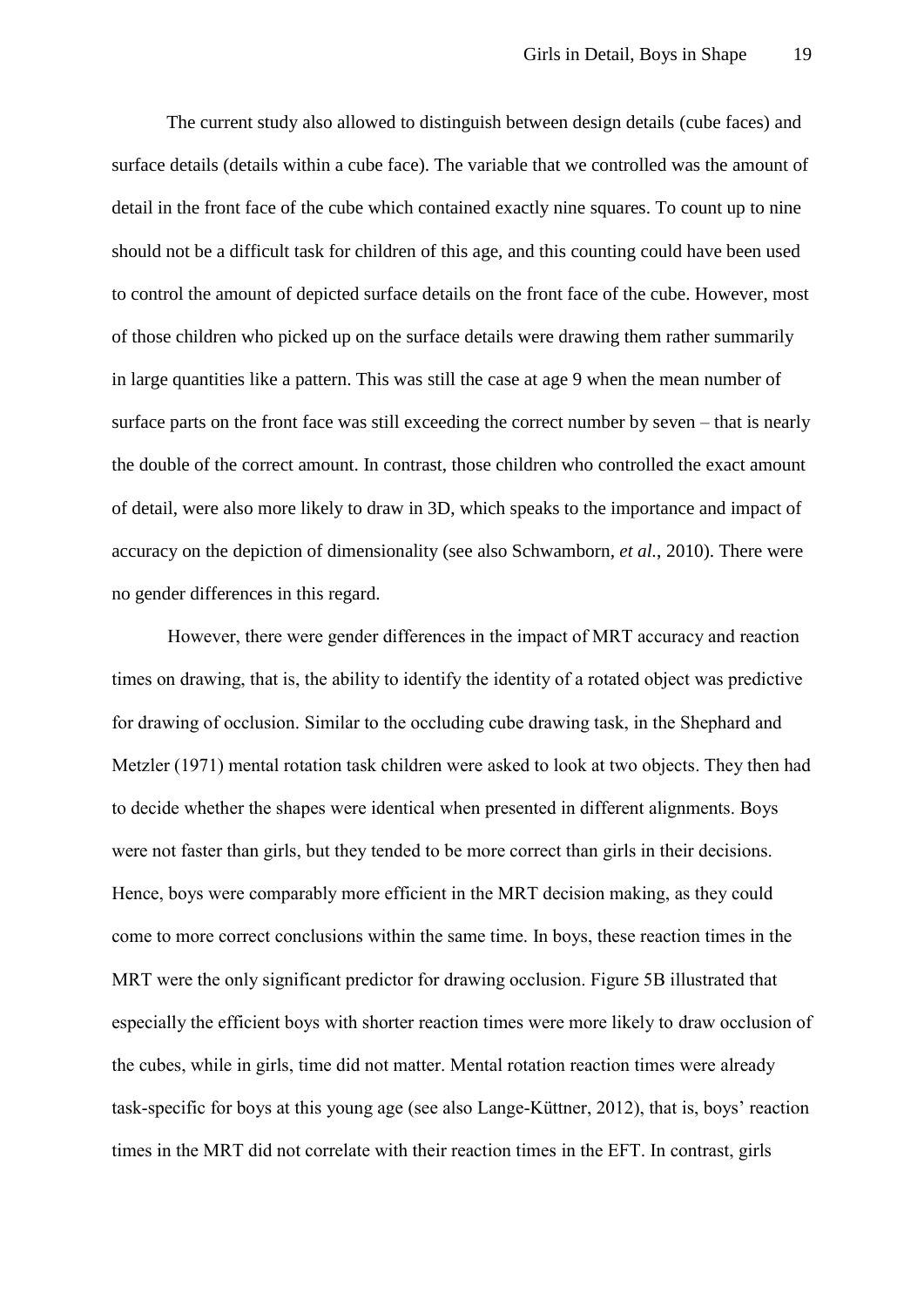The current study also allowed to distinguish between design details (cube faces) and surface details (details within a cube face). The variable that we controlled was the amount of detail in the front face of the cube which contained exactly nine squares. To count up to nine should not be a difficult task for children of this age, and this counting could have been used to control the amount of depicted surface details on the front face of the cube. However, most of those children who picked up on the surface details were drawing them rather summarily in large quantities like a pattern. This was still the case at age 9 when the mean number of surface parts on the front face was still exceeding the correct number by seven – that is nearly the double of the correct amount. In contrast, those children who controlled the exact amount of detail, were also more likely to draw in 3D, which speaks to the importance and impact of accuracy on the depiction of dimensionality (see also Schwamborn, *et al.*, 2010). There were no gender differences in this regard.

However, there were gender differences in the impact of MRT accuracy and reaction times on drawing, that is, the ability to identify the identity of a rotated object was predictive for drawing of occlusion. Similar to the occluding cube drawing task, in the Shephard and Metzler (1971) mental rotation task children were asked to look at two objects. They then had to decide whether the shapes were identical when presented in different alignments. Boys were not faster than girls, but they tended to be more correct than girls in their decisions. Hence, boys were comparably more efficient in the MRT decision making, as they could come to more correct conclusions within the same time. In boys, these reaction times in the MRT were the only significant predictor for drawing occlusion. Figure 5B illustrated that especially the efficient boys with shorter reaction times were more likely to draw occlusion of the cubes, while in girls, time did not matter. Mental rotation reaction times were already task-specific for boys at this young age (see also Lange-Küttner, 2012), that is, boys' reaction times in the MRT did not correlate with their reaction times in the EFT. In contrast, girls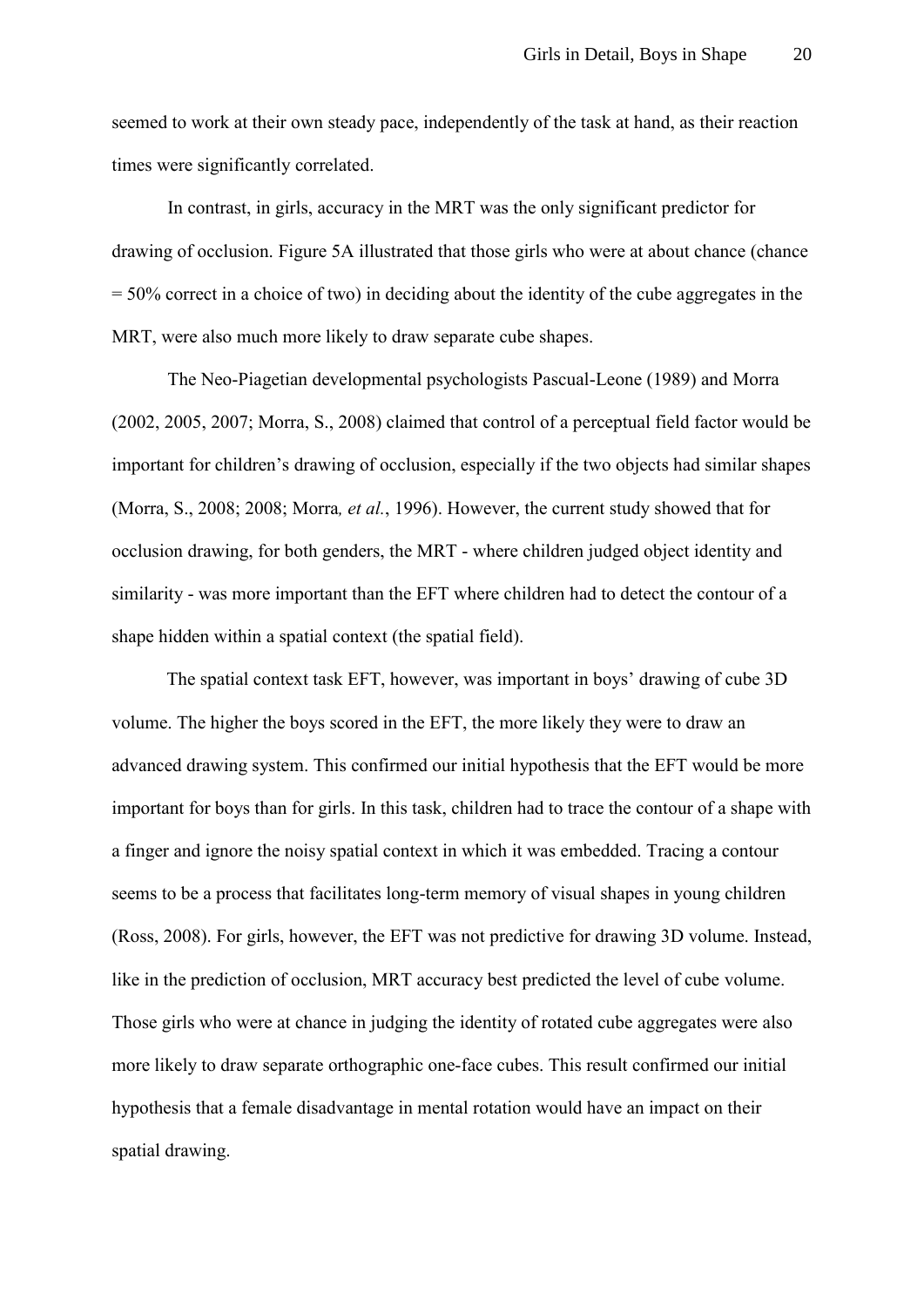seemed to work at their own steady pace, independently of the task at hand, as their reaction times were significantly correlated.

In contrast, in girls, accuracy in the MRT was the only significant predictor for drawing of occlusion. Figure 5A illustrated that those girls who were at about chance (chance = 50% correct in a choice of two) in deciding about the identity of the cube aggregates in the MRT, were also much more likely to draw separate cube shapes.

The Neo-Piagetian developmental psychologists Pascual-Leone (1989) and Morra (2002, 2005, 2007; Morra, S., 2008) claimed that control of a perceptual field factor would be important for children's drawing of occlusion, especially if the two objects had similar shapes (Morra, S., 2008; 2008; Morra*, et al.*, 1996). However, the current study showed that for occlusion drawing, for both genders, the MRT - where children judged object identity and similarity - was more important than the EFT where children had to detect the contour of a shape hidden within a spatial context (the spatial field).

The spatial context task EFT, however, was important in boys' drawing of cube 3D volume. The higher the boys scored in the EFT, the more likely they were to draw an advanced drawing system. This confirmed our initial hypothesis that the EFT would be more important for boys than for girls. In this task, children had to trace the contour of a shape with a finger and ignore the noisy spatial context in which it was embedded. Tracing a contour seems to be a process that facilitates long-term memory of visual shapes in young children (Ross, 2008). For girls, however, the EFT was not predictive for drawing 3D volume. Instead, like in the prediction of occlusion, MRT accuracy best predicted the level of cube volume. Those girls who were at chance in judging the identity of rotated cube aggregates were also more likely to draw separate orthographic one-face cubes. This result confirmed our initial hypothesis that a female disadvantage in mental rotation would have an impact on their spatial drawing.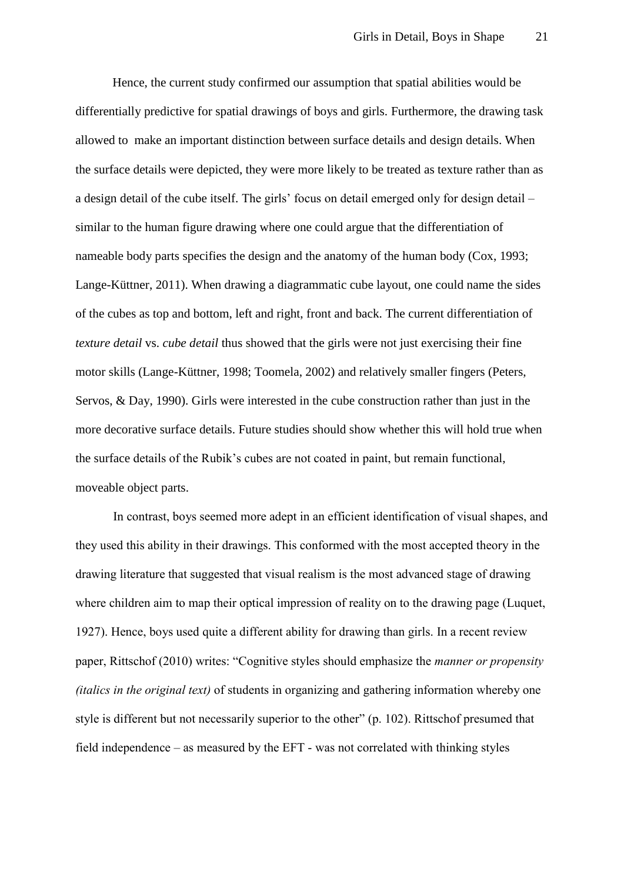Hence, the current study confirmed our assumption that spatial abilities would be differentially predictive for spatial drawings of boys and girls. Furthermore, the drawing task allowed to make an important distinction between surface details and design details. When the surface details were depicted, they were more likely to be treated as texture rather than as a design detail of the cube itself. The girls' focus on detail emerged only for design detail – similar to the human figure drawing where one could argue that the differentiation of nameable body parts specifies the design and the anatomy of the human body (Cox, 1993; Lange-Küttner, 2011). When drawing a diagrammatic cube layout, one could name the sides of the cubes as top and bottom, left and right, front and back. The current differentiation of *texture detail* vs. *cube detail* thus showed that the girls were not just exercising their fine motor skills (Lange-Küttner, 1998; Toomela, 2002) and relatively smaller fingers (Peters, Servos, & Day, 1990). Girls were interested in the cube construction rather than just in the more decorative surface details. Future studies should show whether this will hold true when the surface details of the Rubik's cubes are not coated in paint, but remain functional, moveable object parts.

In contrast, boys seemed more adept in an efficient identification of visual shapes, and they used this ability in their drawings. This conformed with the most accepted theory in the drawing literature that suggested that visual realism is the most advanced stage of drawing where children aim to map their optical impression of reality on to the drawing page (Luquet, 1927). Hence, boys used quite a different ability for drawing than girls. In a recent review paper, Rittschof (2010) writes: "Cognitive styles should emphasize the *manner or propensity (italics in the original text)* of students in organizing and gathering information whereby one style is different but not necessarily superior to the other" (p. 102). Rittschof presumed that field independence – as measured by the EFT - was not correlated with thinking styles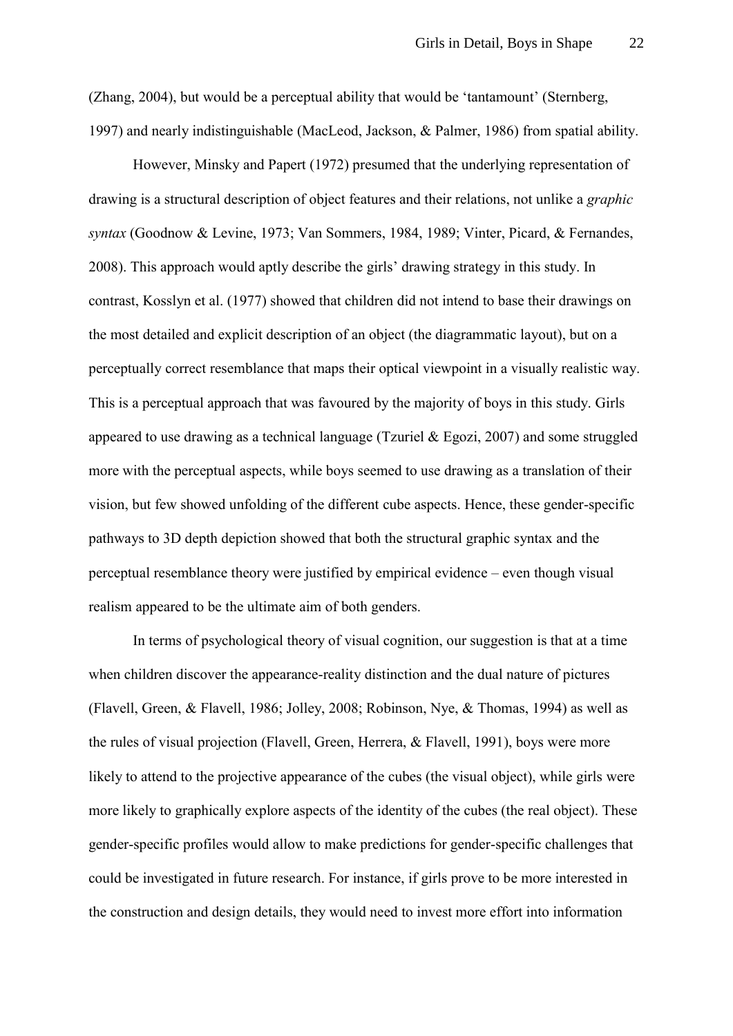(Zhang, 2004), but would be a perceptual ability that would be 'tantamount' (Sternberg, 1997) and nearly indistinguishable (MacLeod, Jackson, & Palmer, 1986) from spatial ability.

However, Minsky and Papert (1972) presumed that the underlying representation of drawing is a structural description of object features and their relations, not unlike a *graphic syntax* (Goodnow & Levine, 1973; Van Sommers, 1984, 1989; Vinter, Picard, & Fernandes, 2008). This approach would aptly describe the girls' drawing strategy in this study. In contrast, Kosslyn et al. (1977) showed that children did not intend to base their drawings on the most detailed and explicit description of an object (the diagrammatic layout), but on a perceptually correct resemblance that maps their optical viewpoint in a visually realistic way. This is a perceptual approach that was favoured by the majority of boys in this study. Girls appeared to use drawing as a technical language (Tzuriel & Egozi, 2007) and some struggled more with the perceptual aspects, while boys seemed to use drawing as a translation of their vision, but few showed unfolding of the different cube aspects. Hence, these gender-specific pathways to 3D depth depiction showed that both the structural graphic syntax and the perceptual resemblance theory were justified by empirical evidence – even though visual realism appeared to be the ultimate aim of both genders.

In terms of psychological theory of visual cognition, our suggestion is that at a time when children discover the appearance-reality distinction and the dual nature of pictures (Flavell, Green, & Flavell, 1986; Jolley, 2008; Robinson, Nye, & Thomas, 1994) as well as the rules of visual projection (Flavell, Green, Herrera, & Flavell, 1991), boys were more likely to attend to the projective appearance of the cubes (the visual object), while girls were more likely to graphically explore aspects of the identity of the cubes (the real object). These gender-specific profiles would allow to make predictions for gender-specific challenges that could be investigated in future research. For instance, if girls prove to be more interested in the construction and design details, they would need to invest more effort into information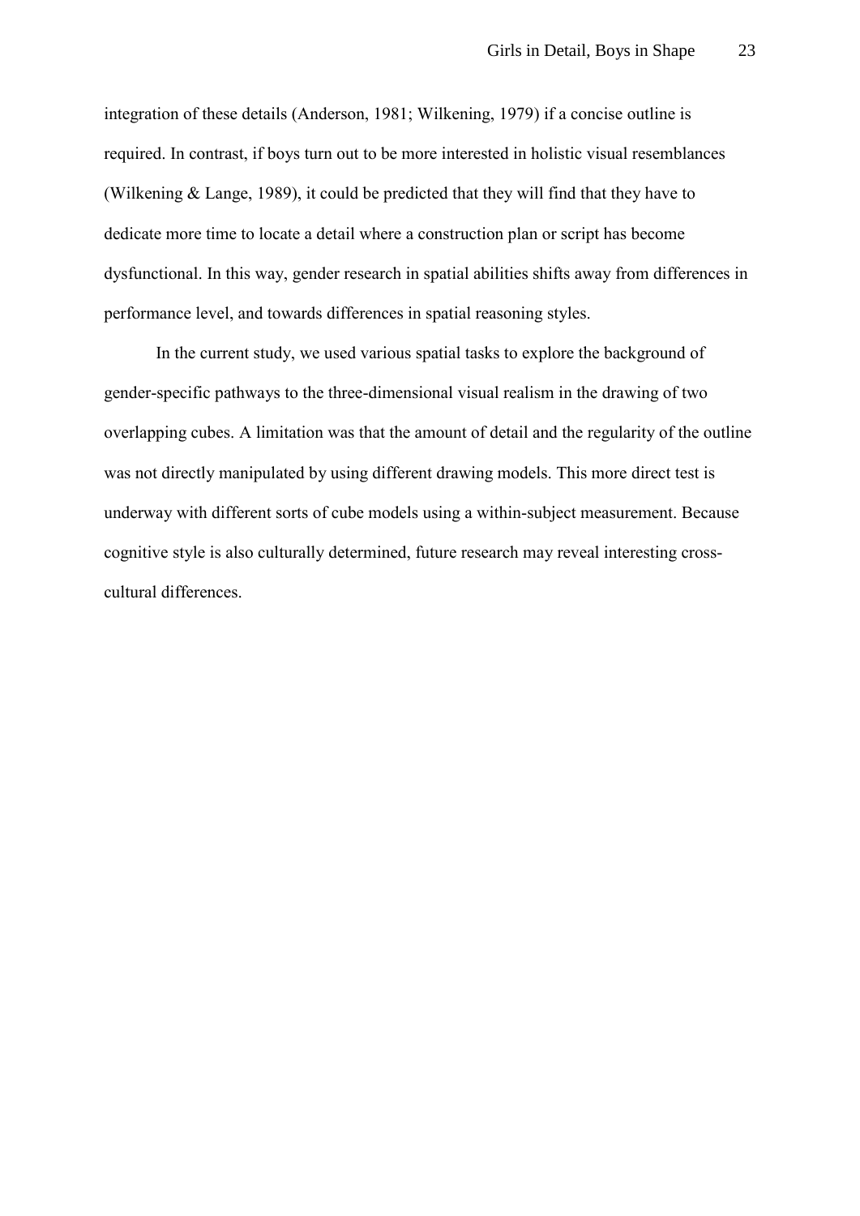integration of these details (Anderson, 1981; Wilkening, 1979) if a concise outline is required. In contrast, if boys turn out to be more interested in holistic visual resemblances (Wilkening & Lange, 1989), it could be predicted that they will find that they have to dedicate more time to locate a detail where a construction plan or script has become dysfunctional. In this way, gender research in spatial abilities shifts away from differences in performance level, and towards differences in spatial reasoning styles.

In the current study, we used various spatial tasks to explore the background of gender-specific pathways to the three-dimensional visual realism in the drawing of two overlapping cubes. A limitation was that the amount of detail and the regularity of the outline was not directly manipulated by using different drawing models. This more direct test is underway with different sorts of cube models using a within-subject measurement. Because cognitive style is also culturally determined, future research may reveal interesting cross-cultural differences.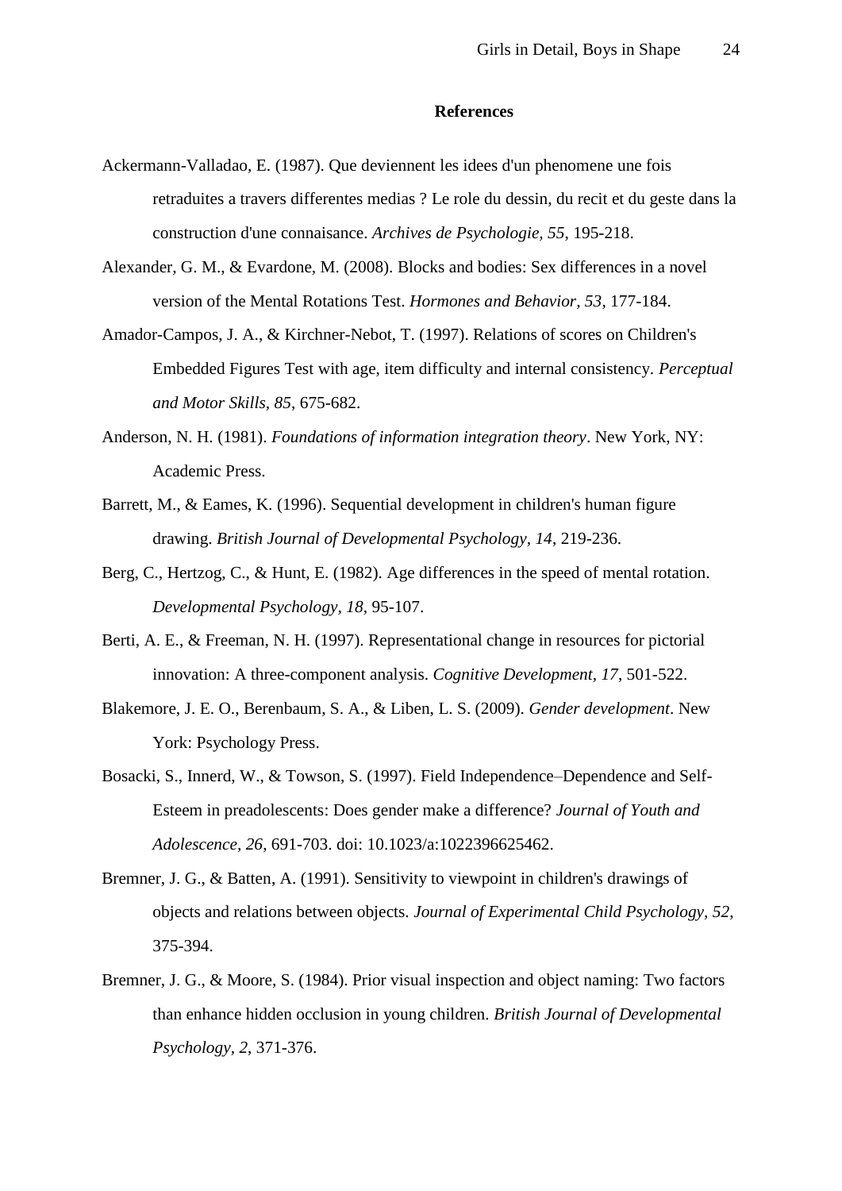## References

Ackermann-Valladao, E. (1987). Que deviennent les idees d'un phenomene une fois retraduites a travers differentes medias ? Le role du dessin, du recit et du geste dans la construction d'une connaisance. *Archives de Psychologie, 55*, 195-218.

Alexander, G. M., & Evardone, M. (2008). Blocks and bodies: Sex differences in a novel version of the Mental Rotations Test. *Hormones and Behavior, 53*, 177-184.

Amador-Campos, J. A., & Kirchner-Nebot, T. (1997). Relations of scores on Children's Embedded Figures Test with age, item difficulty and internal consistency. *Perceptual and Motor Skills, 85*, 675-682.

Anderson, N. H. (1981). *Foundations of information integration theory*. New York, NY: Academic Press.

Barrett, M., & Eames, K. (1996). Sequential development in children's human figure drawing. *British Journal of Developmental Psychology, 14*, 219-236.

Berg, C., Hertzog, C., & Hunt, E. (1982). Age differences in the speed of mental rotation. *Developmental Psychology, 18*, 95-107.

Berti, A. E., & Freeman, N. H. (1997). Representational change in resources for pictorial innovation: A three-component analysis. *Cognitive Development, 17*, 501-522.

Blakemore, J. E. O., Berenbaum, S. A., & Liben, L. S. (2009). *Gender development*. New York: Psychology Press.

Bosacki, S., Innerd, W., & Towson, S. (1997). Field Independence–Dependence and Self-Esteem in preadolescents: Does gender make a difference? *Journal of Youth and Adolescence, 26*, 691-703. doi: 10.1023/a:1022396625462.

Bremner, J. G., & Batten, A. (1991). Sensitivity to viewpoint in children's drawings of objects and relations between objects. *Journal of Experimental Child Psychology, 52*, 375-394.

Bremner, J. G., & Moore, S. (1984). Prior visual inspection and object naming: Two factors than enhance hidden occlusion in young children. *British Journal of Developmental Psychology, 2*, 371-376.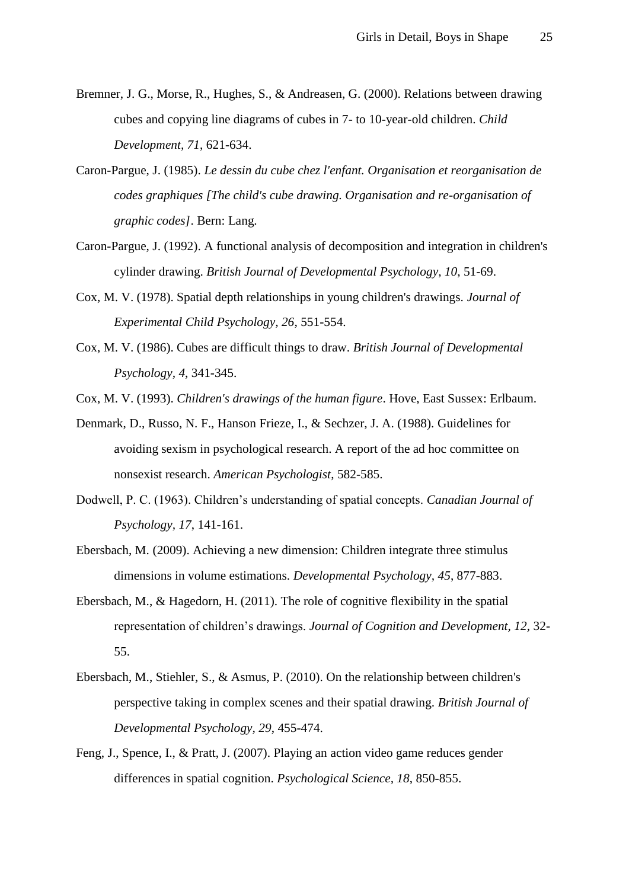Bremner, J. G., Morse, R., Hughes, S., & Andreasen, G. (2000). Relations between drawing cubes and copying line diagrams of cubes in 7- to 10-year-old children. *Child Development, 71*, 621-634.

Caron-Pargue, J. (1985). *Le dessin du cube chez l'enfant. Organisation et reorganisation de codes graphiques [The child's cube drawing. Organisation and re-organisation of graphic codes]*. Bern: Lang.

Caron-Pargue, J. (1992). A functional analysis of decomposition and integration in children's cylinder drawing. *British Journal of Developmental Psychology, 10*, 51-69.

Cox, M. V. (1978). Spatial depth relationships in young children's drawings. *Journal of Experimental Child Psychology, 26*, 551-554.

Cox, M. V. (1986). Cubes are difficult things to draw. *British Journal of Developmental Psychology, 4*, 341-345.

Cox, M. V. (1993). *Children's drawings of the human figure*. Hove, East Sussex: Erlbaum.

Denmark, D., Russo, N. F., Hanson Frieze, I., & Sechzer, J. A. (1988). Guidelines for avoiding sexism in psychological research. A report of the ad hoc committee on nonsexist research. *American Psychologist*, 582-585.

Dodwell, P. C. (1963). Children's understanding of spatial concepts. *Canadian Journal of Psychology, 17*, 141-161.

Ebersbach, M. (2009). Achieving a new dimension: Children integrate three stimulus dimensions in volume estimations. *Developmental Psychology, 45*, 877-883.

Ebersbach, M., & Hagedorn, H. (2011). The role of cognitive flexibility in the spatial representation of children's drawings. *Journal of Cognition and Development, 12*, 32-55.

Ebersbach, M., Stiehler, S., & Asmus, P. (2010). On the relationship between children's perspective taking in complex scenes and their spatial drawing. *British Journal of Developmental Psychology, 29*, 455-474.

Feng, J., Spence, I., & Pratt, J. (2007). Playing an action video game reduces gender differences in spatial cognition. *Psychological Science, 18*, 850-855.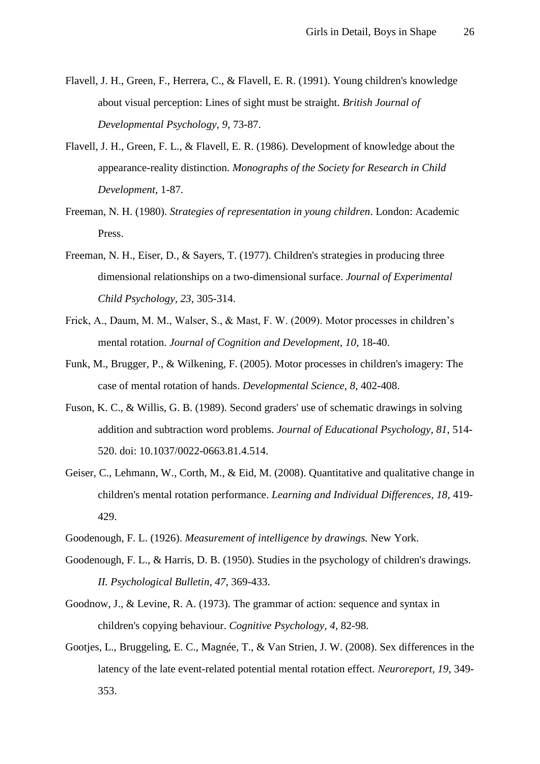Flavell, J. H., Green, F., Herrera, C., & Flavell, E. R. (1991). Young children's knowledge about visual perception: Lines of sight must be straight. *British Journal of Developmental Psychology, 9*, 73-87.

Flavell, J. H., Green, F. L., & Flavell, E. R. (1986). Development of knowledge about the appearance-reality distinction. *Monographs of the Society for Research in Child Development*, 1-87.

Freeman, N. H. (1980). *Strategies of representation in young children*. London: Academic Press.

Freeman, N. H., Eiser, D., & Sayers, T. (1977). Children's strategies in producing three dimensional relationships on a two-dimensional surface. *Journal of Experimental Child Psychology, 23,* 305-314.

Frick, A., Daum, M. M., Walser, S., & Mast, F. W. (2009). Motor processes in children's mental rotation. *Journal of Cognition and Development, 10*, 18-40.

Funk, M., Brugger, P., & Wilkening, F. (2005). Motor processes in children's imagery: The case of mental rotation of hands. *Developmental Science, 8*, 402-408.

Fuson, K. C., & Willis, G. B. (1989). Second graders' use of schematic drawings in solving addition and subtraction word problems. *Journal of Educational Psychology, 81*, 514-520. doi: 10.1037/0022-0663.81.4.514.

Geiser, C., Lehmann, W., Corth, M., & Eid, M. (2008). Quantitative and qualitative change in children's mental rotation performance. *Learning and Individual Differences, 18*, 419-429.

Goodenough, F. L. (1926). *Measurement of intelligence by drawings.* New York.

Goodenough, F. L., & Harris, D. B. (1950). Studies in the psychology of children's drawings. *II. Psychological Bulletin, 47*, 369-433.

Goodnow, J., & Levine, R. A. (1973). The grammar of action: sequence and syntax in children's copying behaviour. *Cognitive Psychology, 4*, 82-98.

Gootjes, L., Bruggeling, E. C., Magnée, T., & Van Strien, J. W. (2008). Sex differences in the latency of the late event-related potential mental rotation effect. *Neuroreport, 19*, 349-353.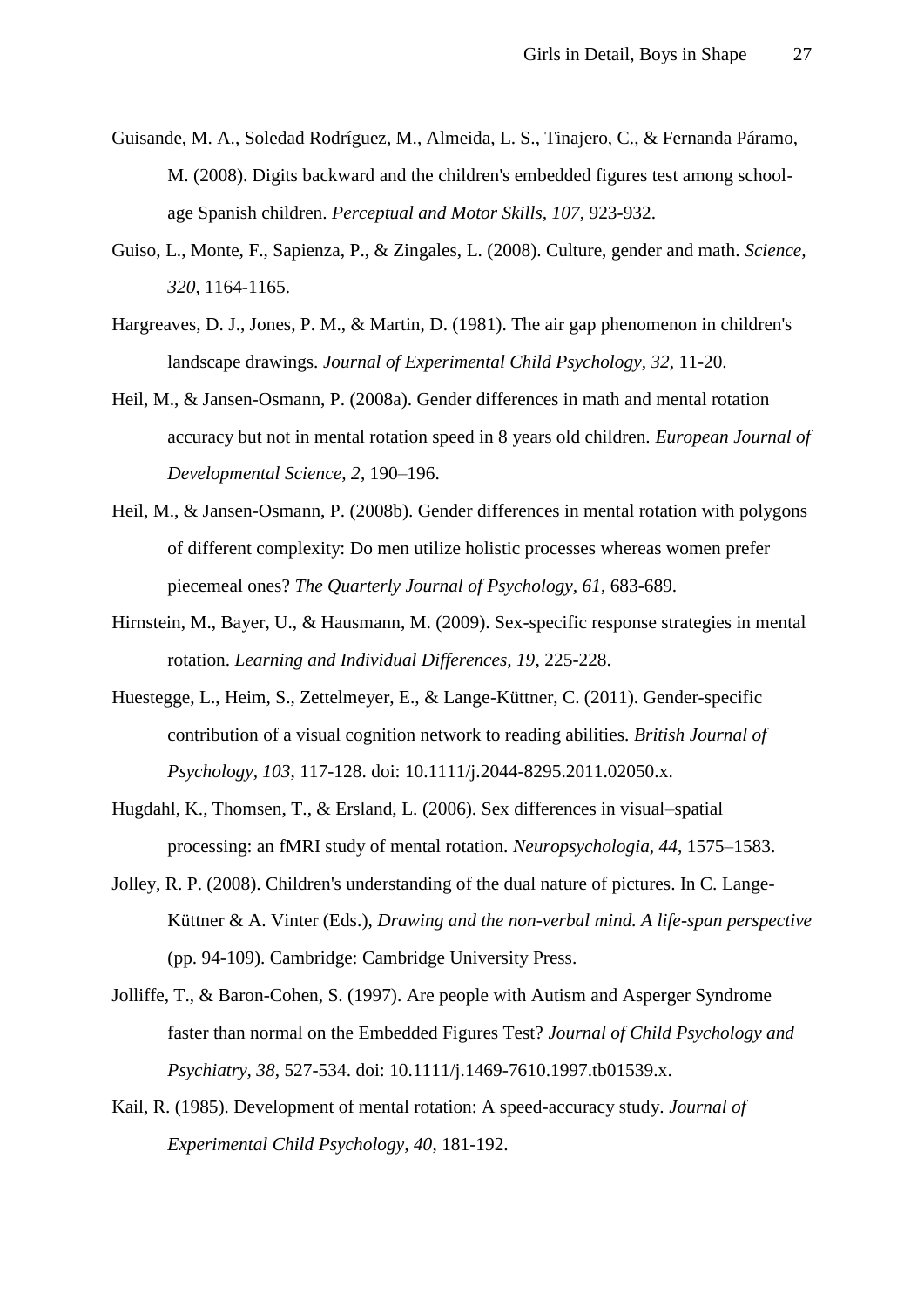Guisande, M. A., Soledad Rodríguez, M., Almeida, L. S., Tinajero, C., & Fernanda Páramo, M. (2008). Digits backward and the children's embedded figures test among school-age Spanish children. *Perceptual and Motor Skills, 107*, 923-932.

Guiso, L., Monte, F., Sapienza, P., & Zingales, L. (2008). Culture, gender and math. *Science, 320*, 1164-1165.

Hargreaves, D. J., Jones, P. M., & Martin, D. (1981). The air gap phenomenon in children's landscape drawings. *Journal of Experimental Child Psychology, 32*, 11-20.

Heil, M., & Jansen-Osmann, P. (2008a). Gender differences in math and mental rotation accuracy but not in mental rotation speed in 8 years old children. *European Journal of Developmental Science, 2*, 190–196.

Heil, M., & Jansen-Osmann, P. (2008b). Gender differences in mental rotation with polygons of different complexity: Do men utilize holistic processes whereas women prefer piecemeal ones? *The Quarterly Journal of Psychology, 61*, 683-689.

Hirnstein, M., Bayer, U., & Hausmann, M. (2009). Sex-specific response strategies in mental rotation. *Learning and Individual Differences, 19*, 225-228.

Huestegge, L., Heim, S., Zettelmeyer, E., & Lange-Küttner, C. (2011). Gender-specific contribution of a visual cognition network to reading abilities. *British Journal of Psychology, 103*, 117-128. doi: 10.1111/j.2044-8295.2011.02050.x.

Hugdahl, K., Thomsen, T., & Ersland, L. (2006). Sex differences in visual–spatial processing: an fMRI study of mental rotation. *Neuropsychologia, 44*, 1575–1583.

Jolley, R. P. (2008). Children's understanding of the dual nature of pictures. In C. Lange-Küttner & A. Vinter (Eds.), *Drawing and the non-verbal mind. A life-span perspective* (pp. 94-109). Cambridge: Cambridge University Press.

Jolliffe, T., & Baron-Cohen, S. (1997). Are people with Autism and Asperger Syndrome faster than normal on the Embedded Figures Test? *Journal of Child Psychology and Psychiatry, 38*, 527-534. doi: 10.1111/j.1469-7610.1997.tb01539.x.

Kail, R. (1985). Development of mental rotation: A speed-accuracy study. *Journal of Experimental Child Psychology, 40*, 181-192.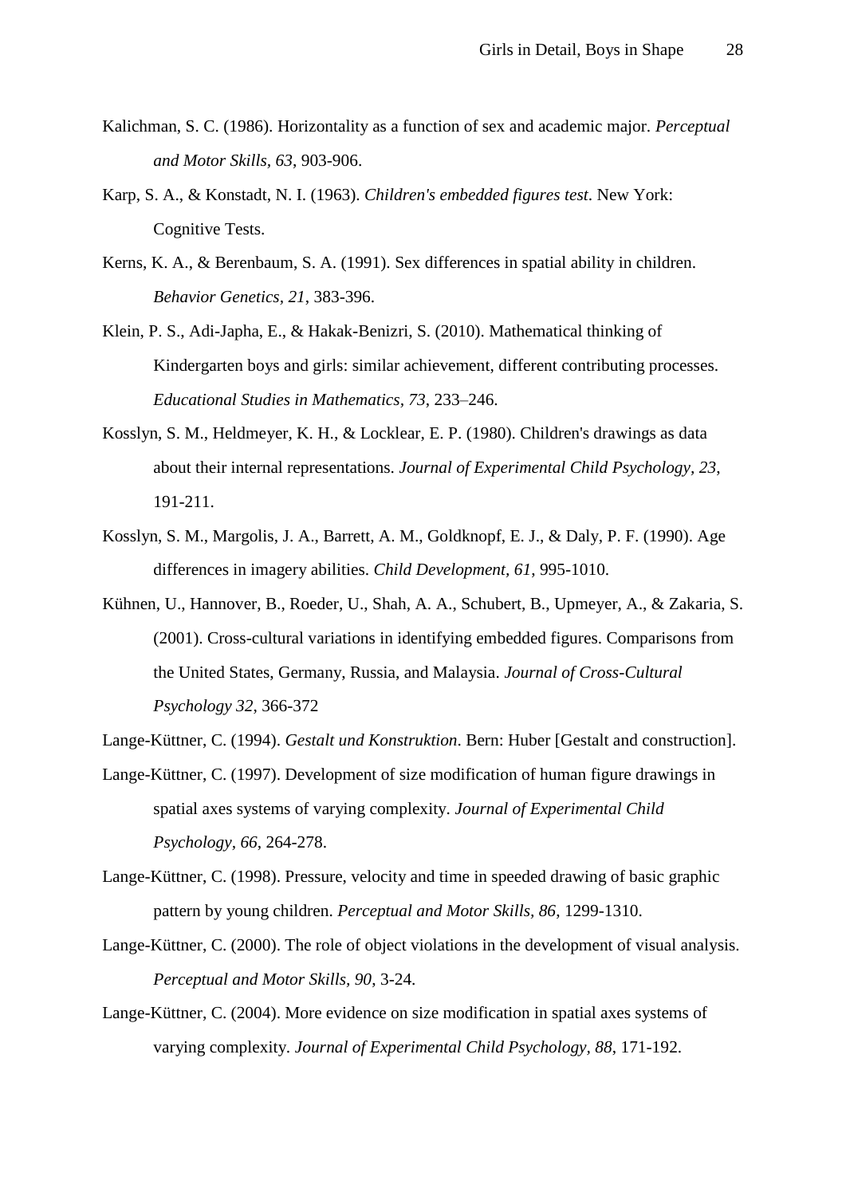Kalichman, S. C. (1986). Horizontality as a function of sex and academic major. *Perceptual and Motor Skills, 63*, 903-906.

Karp, S. A., & Konstadt, N. I. (1963). *Children's embedded figures test*. New York: Cognitive Tests.

Kerns, K. A., & Berenbaum, S. A. (1991). Sex differences in spatial ability in children. *Behavior Genetics, 21*, 383-396.

Klein, P. S., Adi-Japha, E., & Hakak-Benizri, S. (2010). Mathematical thinking of Kindergarten boys and girls: similar achievement, different contributing processes. *Educational Studies in Mathematics, 73*, 233–246.

Kosslyn, S. M., Heldmeyer, K. H., & Locklear, E. P. (1980). Children's drawings as data about their internal representations. *Journal of Experimental Child Psychology, 23*, 191-211.

Kosslyn, S. M., Margolis, J. A., Barrett, A. M., Goldknopf, E. J., & Daly, P. F. (1990). Age differences in imagery abilities. *Child Development, 61*, 995-1010.

Kühnen, U., Hannover, B., Roeder, U., Shah, A. A., Schubert, B., Upmeyer, A., & Zakaria, S. (2001). Cross-cultural variations in identifying embedded figures. Comparisons from the United States, Germany, Russia, and Malaysia. *Journal of Cross-Cultural Psychology 32*, 366-372

Lange-Küttner, C. (1994). *Gestalt und Konstruktion*. Bern: Huber [Gestalt and construction].

Lange-Küttner, C. (1997). Development of size modification of human figure drawings in spatial axes systems of varying complexity. *Journal of Experimental Child Psychology, 66*, 264-278.

Lange-Küttner, C. (1998). Pressure, velocity and time in speeded drawing of basic graphic pattern by young children. *Perceptual and Motor Skills, 86*, 1299-1310.

Lange-Küttner, C. (2000). The role of object violations in the development of visual analysis. *Perceptual and Motor Skills, 90*, 3-24.

Lange-Küttner, C. (2004). More evidence on size modification in spatial axes systems of varying complexity. *Journal of Experimental Child Psychology, 88*, 171-192.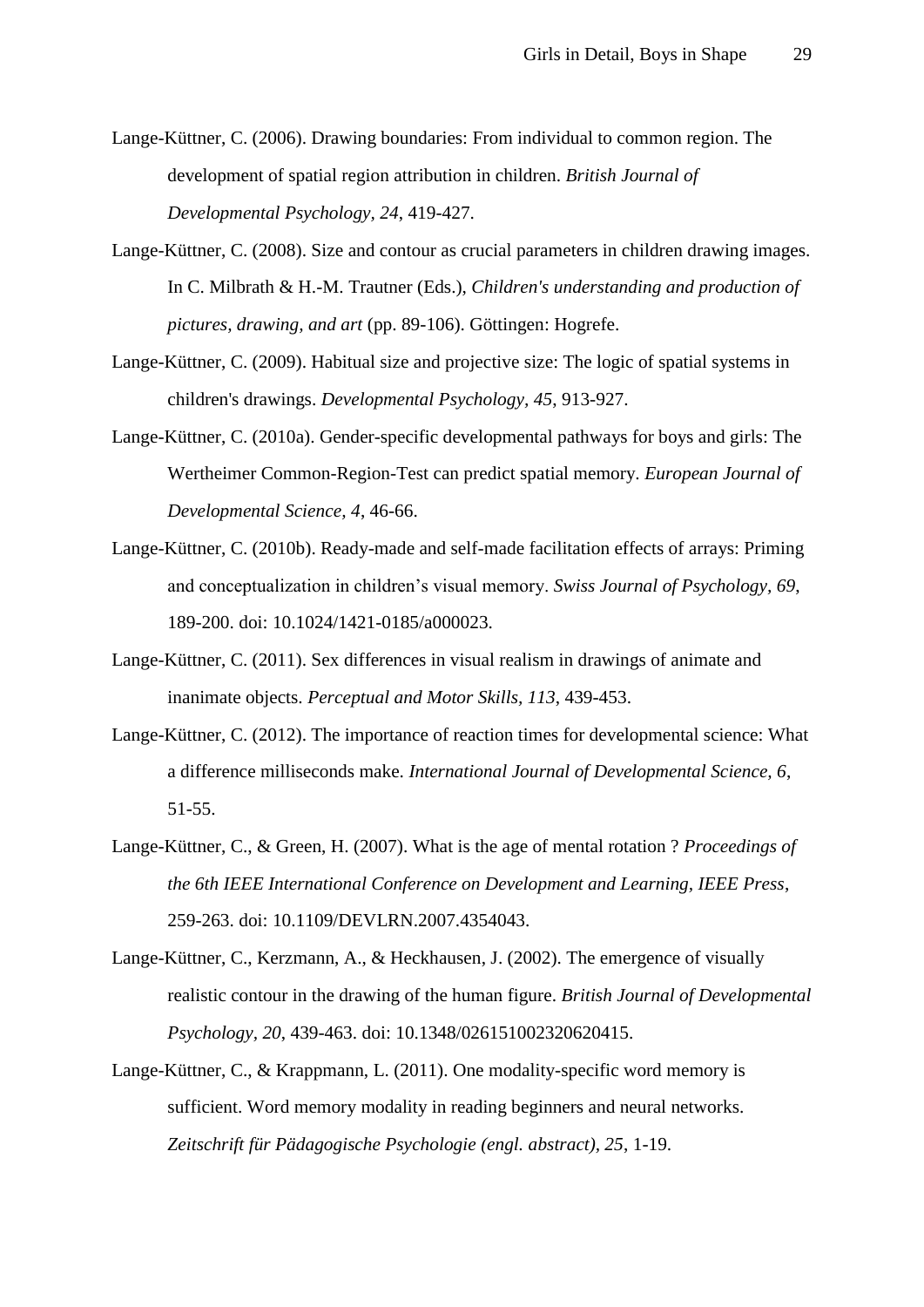Lange-Küttner, C. (2006). Drawing boundaries: From individual to common region. The development of spatial region attribution in children. *British Journal of Developmental Psychology, 24*, 419-427.

Lange-Küttner, C. (2008). Size and contour as crucial parameters in children drawing images. In C. Milbrath & H.-M. Trautner (Eds.), *Children's understanding and production of pictures, drawing, and art* (pp. 89-106). Göttingen: Hogrefe.

Lange-Küttner, C. (2009). Habitual size and projective size: The logic of spatial systems in children's drawings. *Developmental Psychology, 45*, 913-927.

Lange-Küttner, C. (2010a). Gender-specific developmental pathways for boys and girls: The Wertheimer Common-Region-Test can predict spatial memory. *European Journal of Developmental Science, 4*, 46-66.

Lange-Küttner, C. (2010b). Ready-made and self-made facilitation effects of arrays: Priming and conceptualization in children's visual memory. *Swiss Journal of Psychology, 69*, 189-200. doi: 10.1024/1421-0185/a000023.

Lange-Küttner, C. (2011). Sex differences in visual realism in drawings of animate and inanimate objects. *Perceptual and Motor Skills, 113*, 439-453.

Lange-Küttner, C. (2012). The importance of reaction times for developmental science: What a difference milliseconds make. *International Journal of Developmental Science, 6*, 51-55.

Lange-Küttner, C., & Green, H. (2007). What is the age of mental rotation ? *Proceedings of the 6th IEEE International Conference on Development and Learning, IEEE Press*, 259-263. doi: 10.1109/DEVLRN.2007.4354043.

Lange-Küttner, C., Kerzmann, A., & Heckhausen, J. (2002). The emergence of visually realistic contour in the drawing of the human figure. *British Journal of Developmental Psychology, 20*, 439-463. doi: 10.1348/026151002320620415.

Lange-Küttner, C., & Krappmann, L. (2011). One modality-specific word memory is sufficient. Word memory modality in reading beginners and neural networks. *Zeitschrift für Pädagogische Psychologie (engl. abstract), 25*, 1-19.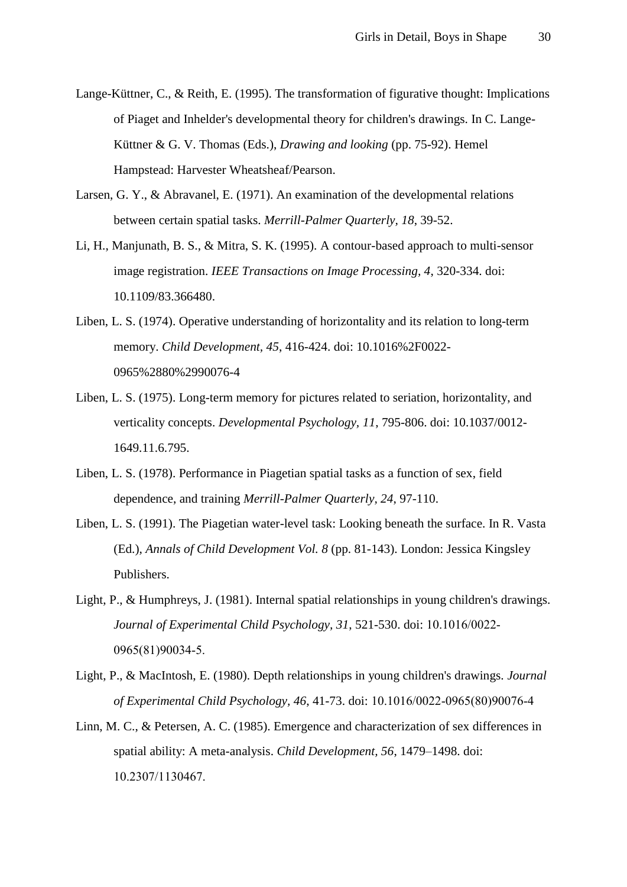Lange-Küttner, C., & Reith, E. (1995). The transformation of figurative thought: Implications of Piaget and Inhelder's developmental theory for children's drawings. In C. Lange-Küttner & G. V. Thomas (Eds.), *Drawing and looking* (pp. 75-92). Hemel Hampstead: Harvester Wheatsheaf/Pearson.

Larsen, G. Y., & Abravanel, E. (1971). An examination of the developmental relations between certain spatial tasks. *Merrill-Palmer Quarterly, 18*, 39-52.

Li, H., Manjunath, B. S., & Mitra, S. K. (1995). A contour-based approach to multi-sensor image registration. *IEEE Transactions on Image Processing, 4*, 320-334. doi: 10.1109/83.366480.

Liben, L. S. (1974). Operative understanding of horizontality and its relation to long-term memory. *Child Development, 45*, 416-424. doi: 10.1016%2F0022-0965%2880%2990076-4

Liben, L. S. (1975). Long-term memory for pictures related to seriation, horizontality, and verticality concepts. *Developmental Psychology, 11*, 795-806. doi: 10.1037/0012-1649.11.6.795.

Liben, L. S. (1978). Performance in Piagetian spatial tasks as a function of sex, field dependence, and training *Merrill-Palmer Quarterly, 24*, 97-110.

Liben, L. S. (1991). The Piagetian water-level task: Looking beneath the surface. In R. Vasta (Ed.), *Annals of Child Development Vol. 8* (pp. 81-143). London: Jessica Kingsley Publishers.

Light, P., & Humphreys, J. (1981). Internal spatial relationships in young children's drawings. *Journal of Experimental Child Psychology, 31*, 521-530. doi: 10.1016/0022-0965(81)90034-5.

Light, P., & MacIntosh, E. (1980). Depth relationships in young children's drawings. *Journal of Experimental Child Psychology, 46*, 41-73. doi: 10.1016/0022-0965(80)90076-4

Linn, M. C., & Petersen, A. C. (1985). Emergence and characterization of sex differences in spatial ability: A meta-analysis. *Child Development, 56*, 1479–1498. doi: 10.2307/1130467.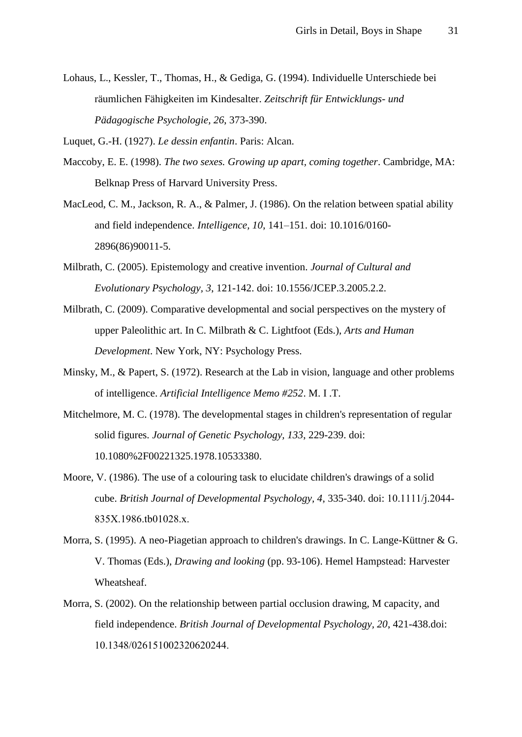Lohaus, L., Kessler, T., Thomas, H., & Gediga, G. (1994). Individuelle Unterschiede bei räumlichen Fähigkeiten im Kindesalter. *Zeitschrift für Entwicklungs- und Pädagogische Psychologie, 26*, 373-390.

Luquet, G.-H. (1927). *Le dessin enfantin*. Paris: Alcan.

Maccoby, E. E. (1998). *The two sexes. Growing up apart, coming together*. Cambridge, MA: Belknap Press of Harvard University Press.

MacLeod, C. M., Jackson, R. A., & Palmer, J. (1986). On the relation between spatial ability and field independence. *Intelligence, 10*, 141–151. doi: 10.1016/0160-2896(86)90011-5.

Milbrath, C. (2005). Epistemology and creative invention. *Journal of Cultural and Evolutionary Psychology, 3*, 121-142. doi: 10.1556/JCEP.3.2005.2.2.

Milbrath, C. (2009). Comparative developmental and social perspectives on the mystery of upper Paleolithic art. In C. Milbrath & C. Lightfoot (Eds.), *Arts and Human Development*. New York, NY: Psychology Press.

Minsky, M., & Papert, S. (1972). Research at the Lab in vision, language and other problems of intelligence. *Artificial Intelligence Memo #252*. M. I .T.

Mitchelmore, M. C. (1978). The developmental stages in children's representation of regular solid figures. *Journal of Genetic Psychology, 133*, 229-239. doi: 10.1080%2F00221325.1978.10533380.

Moore, V. (1986). The use of a colouring task to elucidate children's drawings of a solid cube. *British Journal of Developmental Psychology, 4*, 335-340. doi: 10.1111/j.2044-835X.1986.tb01028.x.

Morra, S. (1995). A neo-Piagetian approach to children's drawings. In C. Lange-Küttner & G. V. Thomas (Eds.), *Drawing and looking* (pp. 93-106). Hemel Hampstead: Harvester Wheatsheaf.

Morra, S. (2002). On the relationship between partial occlusion drawing, M capacity, and field independence. *British Journal of Developmental Psychology, 20*, 421-438.doi: 10.1348/026151002320620244.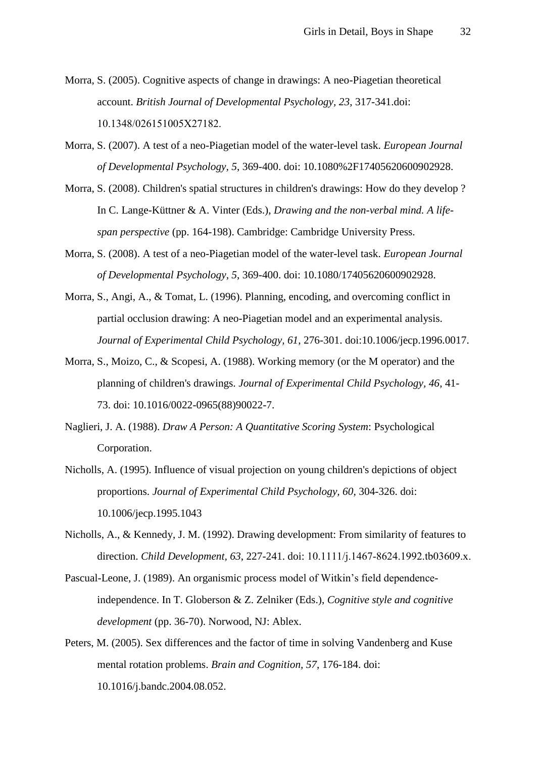Morra, S. (2005). Cognitive aspects of change in drawings: A neo-Piagetian theoretical account. *British Journal of Developmental Psychology, 23*, 317-341.doi: 10.1348/026151005X27182.

Morra, S. (2007). A test of a neo-Piagetian model of the water-level task. *European Journal of Developmental Psychology, 5*, 369-400. doi: 10.1080%2F17405620600902928.

Morra, S. (2008). Children's spatial structures in children's drawings: How do they develop ? In C. Lange-Küttner & A. Vinter (Eds.), *Drawing and the non-verbal mind. A life-span perspective* (pp. 164-198). Cambridge: Cambridge University Press.

Morra, S. (2008). A test of a neo-Piagetian model of the water-level task. *European Journal of Developmental Psychology, 5*, 369-400. doi: 10.1080/17405620600902928.

Morra, S., Angi, A., & Tomat, L. (1996). Planning, encoding, and overcoming conflict in partial occlusion drawing: A neo-Piagetian model and an experimental analysis. *Journal of Experimental Child Psychology, 61*, 276-301. doi:10.1006/jecp.1996.0017.

Morra, S., Moizo, C., & Scopesi, A. (1988). Working memory (or the M operator) and the planning of children's drawings. *Journal of Experimental Child Psychology, 46*, 41-73. doi: 10.1016/0022-0965(88)90022-7.

Naglieri, J. A. (1988). *Draw A Person: A Quantitative Scoring System*: Psychological Corporation.

Nicholls, A. (1995). Influence of visual projection on young children's depictions of object proportions. *Journal of Experimental Child Psychology, 60*, 304-326. doi: 10.1006/jecp.1995.1043

Nicholls, A., & Kennedy, J. M. (1992). Drawing development: From similarity of features to direction. *Child Development, 63*, 227-241. doi: 10.1111/j.1467-8624.1992.tb03609.x.

Pascual-Leone, J. (1989). An organismic process model of Witkin's field dependence-independence. In T. Globerson & Z. Zelniker (Eds.), *Cognitive style and cognitive development* (pp. 36-70). Norwood, NJ: Ablex.

Peters, M. (2005). Sex differences and the factor of time in solving Vandenberg and Kuse mental rotation problems. *Brain and Cognition, 57*, 176-184. doi: 10.1016/j.bandc.2004.08.052.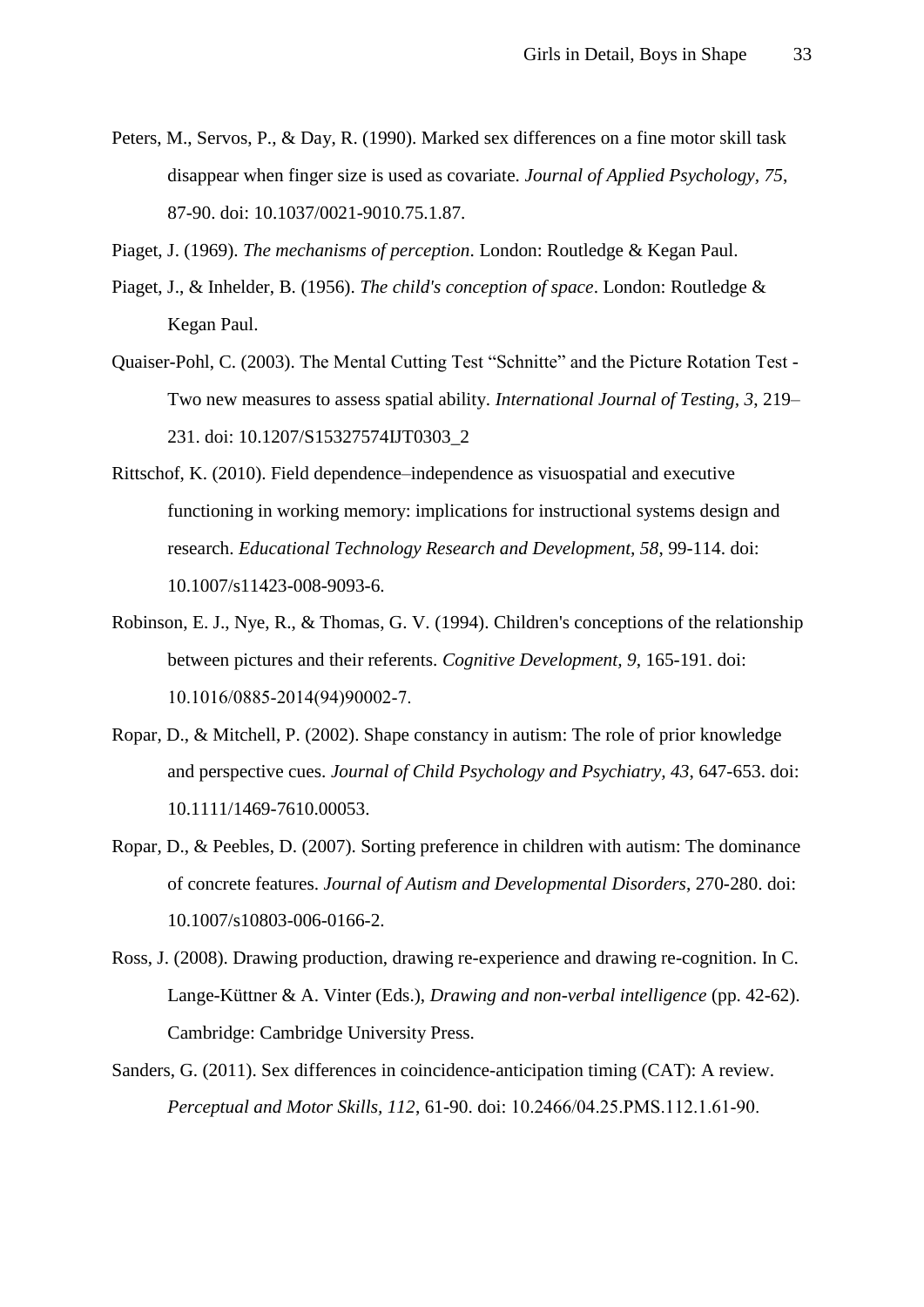Peters, M., Servos, P., & Day, R. (1990). Marked sex differences on a fine motor skill task disappear when finger size is used as covariate. *Journal of Applied Psychology, 75*, 87-90. doi: 10.1037/0021-9010.75.1.87.

Piaget, J. (1969). *The mechanisms of perception*. London: Routledge & Kegan Paul.

Piaget, J., & Inhelder, B. (1956). *The child's conception of space*. London: Routledge & Kegan Paul.

Quaiser-Pohl, C. (2003). The Mental Cutting Test "Schnitte" and the Picture Rotation Test - Two new measures to assess spatial ability. *International Journal of Testing, 3*, 219–231. doi: 10.1207/S15327574IJT0303_2

Rittschof, K. (2010). Field dependence–independence as visuospatial and executive functioning in working memory: implications for instructional systems design and research. *Educational Technology Research and Development, 58*, 99-114. doi: 10.1007/s11423-008-9093-6.

Robinson, E. J., Nye, R., & Thomas, G. V. (1994). Children's conceptions of the relationship between pictures and their referents. *Cognitive Development, 9*, 165-191. doi: 10.1016/0885-2014(94)90002-7.

Ropar, D., & Mitchell, P. (2002). Shape constancy in autism: The role of prior knowledge and perspective cues. *Journal of Child Psychology and Psychiatry, 43*, 647-653. doi: 10.1111/1469-7610.00053.

Ropar, D., & Peebles, D. (2007). Sorting preference in children with autism: The dominance of concrete features. *Journal of Autism and Developmental Disorders*, 270-280. doi: 10.1007/s10803-006-0166-2.

Ross, J. (2008). Drawing production, drawing re-experience and drawing re-cognition. In C. Lange-Küttner & A. Vinter (Eds.), *Drawing and non-verbal intelligence* (pp. 42-62). Cambridge: Cambridge University Press.

Sanders, G. (2011). Sex differences in coincidence-anticipation timing (CAT): A review. *Perceptual and Motor Skills, 112*, 61-90. doi: 10.2466/04.25.PMS.112.1.61-90.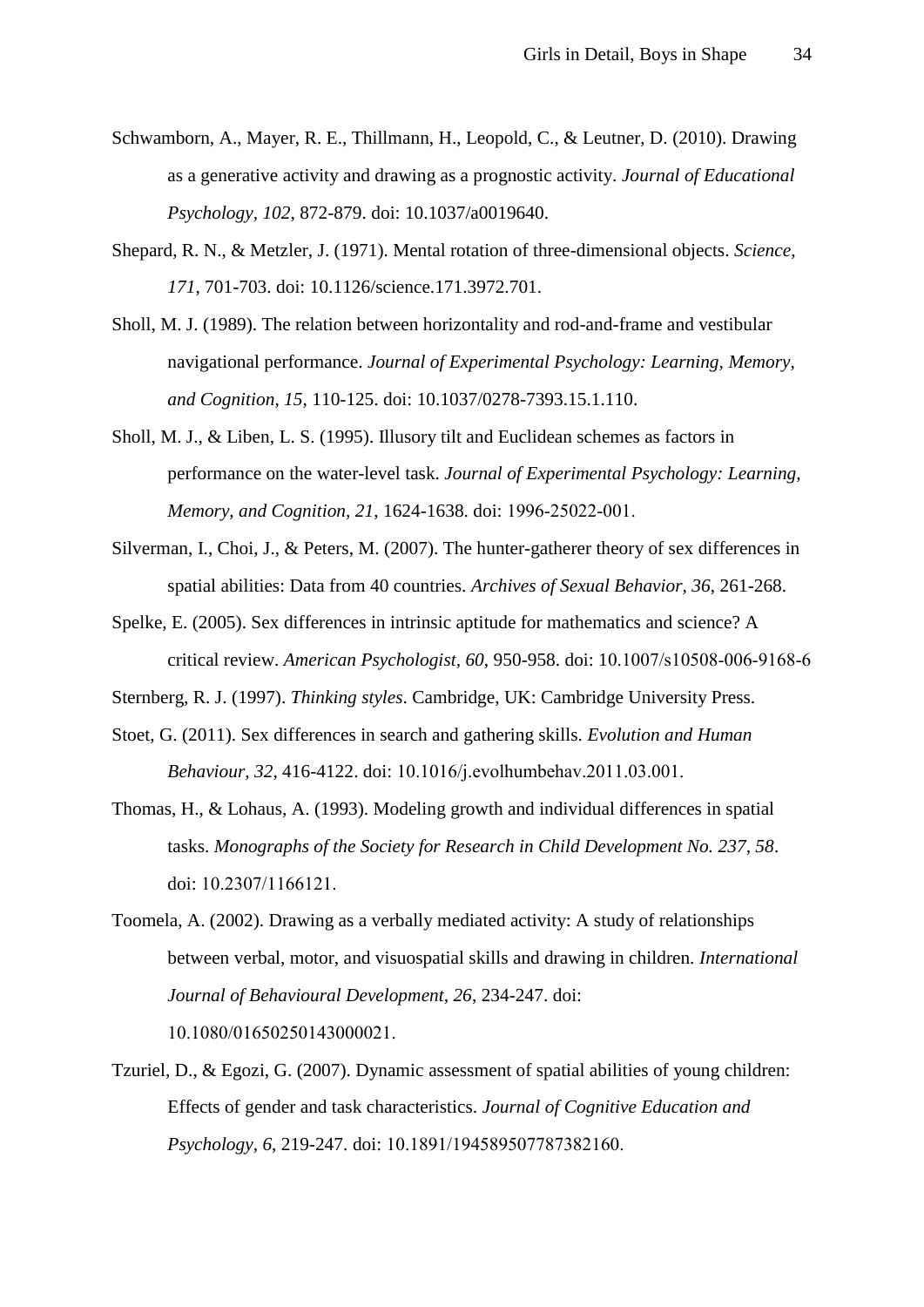Schwamborn, A., Mayer, R. E., Thillmann, H., Leopold, C., & Leutner, D. (2010). Drawing as a generative activity and drawing as a prognostic activity. *Journal of Educational Psychology, 102*, 872-879. doi: 10.1037/a0019640.

Shepard, R. N., & Metzler, J. (1971). Mental rotation of three-dimensional objects. *Science, 171*, 701-703. doi: 10.1126/science.171.3972.701.

Sholl, M. J. (1989). The relation between horizontality and rod-and-frame and vestibular navigational performance. *Journal of Experimental Psychology: Learning, Memory, and Cognition, 15*, 110-125. doi: 10.1037/0278-7393.15.1.110.

Sholl, M. J., & Liben, L. S. (1995). Illusory tilt and Euclidean schemes as factors in performance on the water-level task. *Journal of Experimental Psychology: Learning, Memory, and Cognition, 21*, 1624-1638. doi: 1996-25022-001.

Silverman, I., Choi, J., & Peters, M. (2007). The hunter-gatherer theory of sex differences in spatial abilities: Data from 40 countries. *Archives of Sexual Behavior, 36*, 261-268.

Spelke, E. (2005). Sex differences in intrinsic aptitude for mathematics and science? A critical review. *American Psychologist, 60*, 950-958. doi: 10.1007/s10508-006-9168-6

Sternberg, R. J. (1997). *Thinking styles*. Cambridge, UK: Cambridge University Press.

Stoet, G. (2011). Sex differences in search and gathering skills. *Evolution and Human Behaviour, 32*, 416-4122. doi: 10.1016/j.evolhumbehav.2011.03.001.

Thomas, H., & Lohaus, A. (1993). Modeling growth and individual differences in spatial tasks. *Monographs of the Society for Research in Child Development No. 237, 58*. doi: 10.2307/1166121.

Toomela, A. (2002). Drawing as a verbally mediated activity: A study of relationships between verbal, motor, and visuospatial skills and drawing in children. *International Journal of Behavioural Development, 26*, 234-247. doi: 10.1080/01650250143000021.

Tzuriel, D., & Egozi, G. (2007). Dynamic assessment of spatial abilities of young children: Effects of gender and task characteristics. *Journal of Cognitive Education and Psychology, 6*, 219-247. doi: 10.1891/194589507787382160.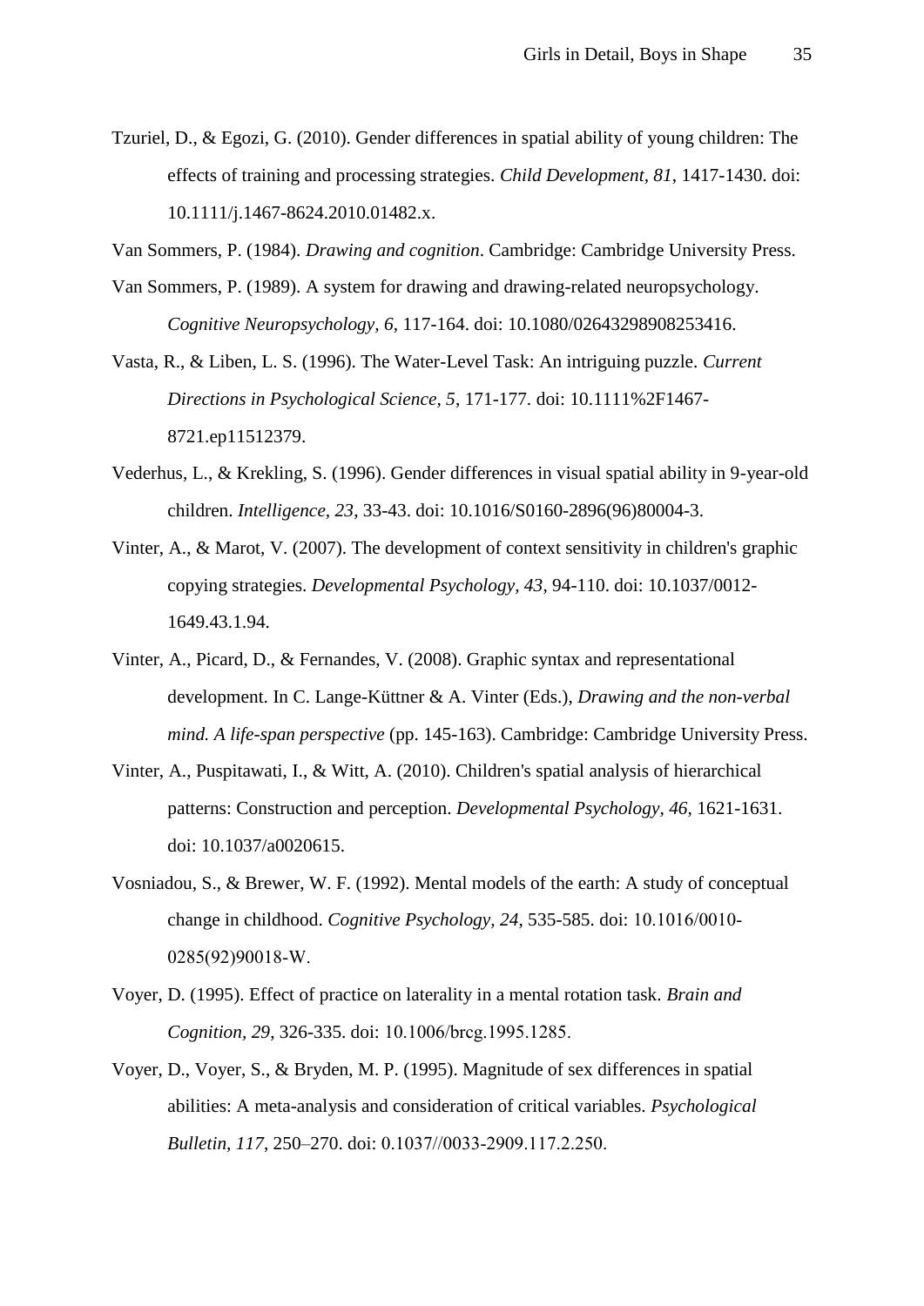Tzuriel, D., & Egozi, G. (2010). Gender differences in spatial ability of young children: The effects of training and processing strategies. *Child Development, 81*, 1417-1430. doi: 10.1111/j.1467-8624.2010.01482.x.

Van Sommers, P. (1984). *Drawing and cognition*. Cambridge: Cambridge University Press.

Van Sommers, P. (1989). A system for drawing and drawing-related neuropsychology. *Cognitive Neuropsychology, 6*, 117-164. doi: 10.1080/02643298908253416.

Vasta, R., & Liben, L. S. (1996). The Water-Level Task: An intriguing puzzle. *Current Directions in Psychological Science, 5*, 171-177. doi: 10.1111%2F1467-8721.ep11512379.

Vederhus, L., & Krekling, S. (1996). Gender differences in visual spatial ability in 9-year-old children. *Intelligence, 23*, 33-43. doi: 10.1016/S0160-2896(96)80004-3.

Vinter, A., & Marot, V. (2007). The development of context sensitivity in children's graphic copying strategies. *Developmental Psychology, 43*, 94-110. doi: 10.1037/0012-1649.43.1.94.

Vinter, A., Picard, D., & Fernandes, V. (2008). Graphic syntax and representational development. In C. Lange-Küttner & A. Vinter (Eds.), *Drawing and the non-verbal mind. A life-span perspective* (pp. 145-163). Cambridge: Cambridge University Press.

Vinter, A., Puspitawati, I., & Witt, A. (2010). Children's spatial analysis of hierarchical patterns: Construction and perception. *Developmental Psychology, 46*, 1621-1631. doi: 10.1037/a0020615.

Vosniadou, S., & Brewer, W. F. (1992). Mental models of the earth: A study of conceptual change in childhood. *Cognitive Psychology, 24*, 535-585. doi: 10.1016/0010-0285(92)90018-W.

Voyer, D. (1995). Effect of practice on laterality in a mental rotation task. *Brain and Cognition, 29*, 326-335. doi: 10.1006/brcg.1995.1285.

Voyer, D., Voyer, S., & Bryden, M. P. (1995). Magnitude of sex differences in spatial abilities: A meta-analysis and consideration of critical variables. *Psychological Bulletin, 117*, 250–270. doi: 0.1037//0033-2909.117.2.250.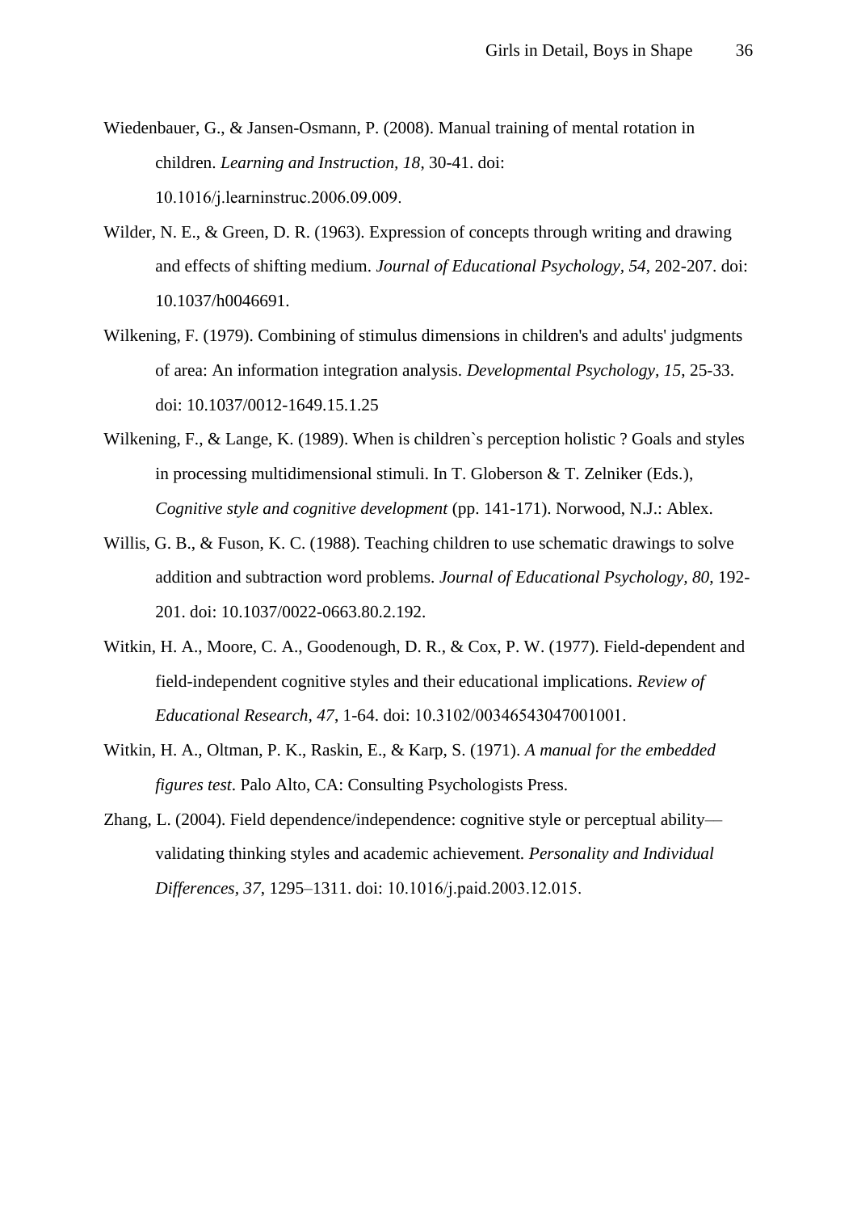Wiedenbauer, G., & Jansen-Osmann, P. (2008). Manual training of mental rotation in children. *Learning and Instruction, 18*, 30-41. doi: 10.1016/j.learninstruc.2006.09.009.

Wilder, N. E., & Green, D. R. (1963). Expression of concepts through writing and drawing and effects of shifting medium. *Journal of Educational Psychology, 54*, 202-207. doi: 10.1037/h0046691.

Wilkening, F. (1979). Combining of stimulus dimensions in children's and adults' judgments of area: An information integration analysis. *Developmental Psychology, 15*, 25-33. doi: 10.1037/0012-1649.15.1.25

Wilkening, F., & Lange, K. (1989). When is children`s perception holistic ? Goals and styles in processing multidimensional stimuli. In T. Globerson & T. Zelniker (Eds.), *Cognitive style and cognitive development* (pp. 141-171). Norwood, N.J.: Ablex.

Willis, G. B., & Fuson, K. C. (1988). Teaching children to use schematic drawings to solve addition and subtraction word problems. *Journal of Educational Psychology, 80*, 192-201. doi: 10.1037/0022-0663.80.2.192.

Witkin, H. A., Moore, C. A., Goodenough, D. R., & Cox, P. W. (1977). Field-dependent and field-independent cognitive styles and their educational implications. *Review of Educational Research, 47*, 1-64. doi: 10.3102/00346543047001001.

Witkin, H. A., Oltman, P. K., Raskin, E., & Karp, S. (1971). *A manual for the embedded figures test*. Palo Alto, CA: Consulting Psychologists Press.

Zhang, L. (2004). Field dependence/independence: cognitive style or perceptual ability—validating thinking styles and academic achievement. *Personality and Individual Differences, 37*, 1295–1311. doi: 10.1016/j.paid.2003.12.015.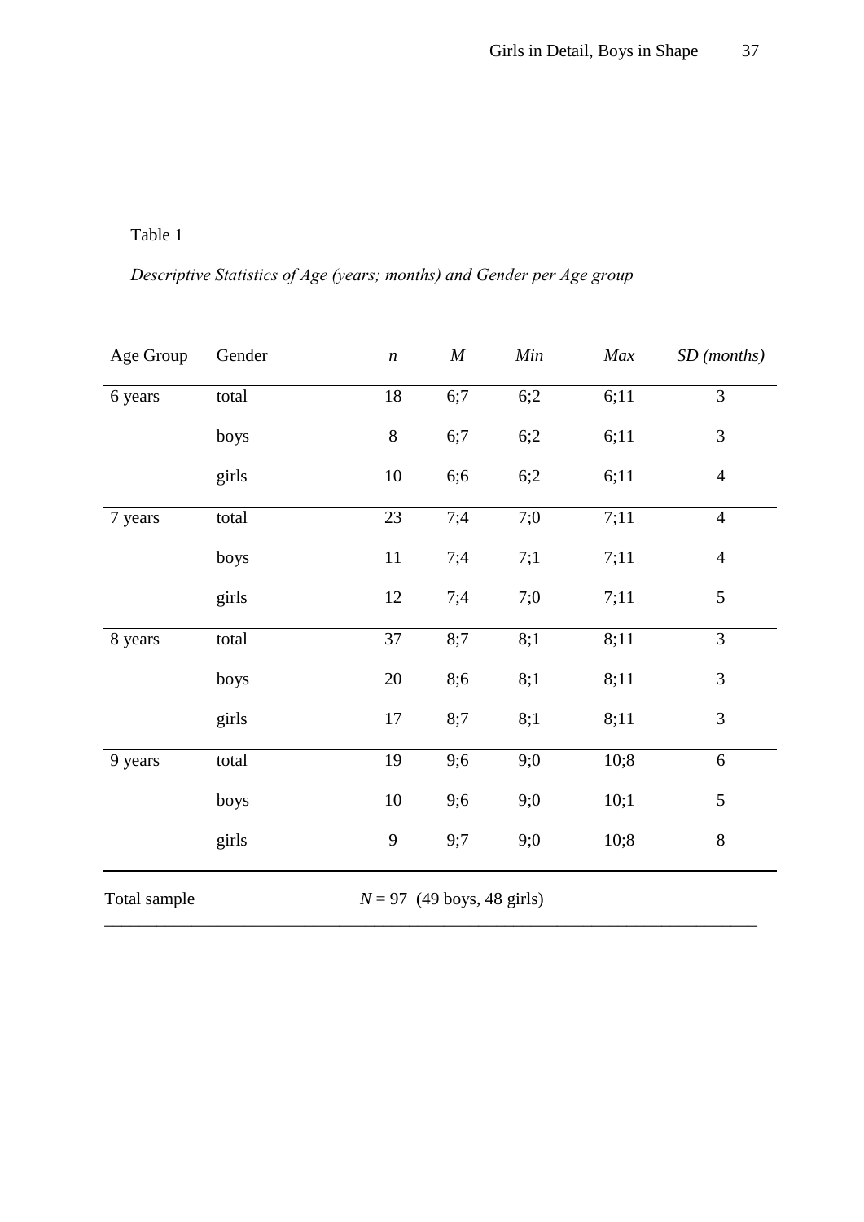Table 1

*Descriptive Statistics of Age (years; months) and Gender per Age group*

| Age Group | Gender | *n* | *M* | *Min* | *Max* | *SD (months)* |
|---|---|---|---|---|---|---|
| 6 years | total | 18 | 6;7 | 6;2 | 6;11 | 3 |
| | boys | 8 | 6;7 | 6;2 | 6;11 | 3 |
| | girls | 10 | 6;6 | 6;2 | 6;11 | 4 |
| 7 years | total | 23 | 7;4 | 7;0 | 7;11 | 4 |
| | boys | 11 | 7;4 | 7;1 | 7;11 | 4 |
| | girls | 12 | 7;4 | 7;0 | 7;11 | 5 |
| 8 years | total | 37 | 8;7 | 8;1 | 8;11 | 3 |
| | boys | 20 | 8;6 | 8;1 | 8;11 | 3 |
| | girls | 17 | 8;7 | 8;1 | 8;11 | 3 |
| 9 years | total | 19 | 9;6 | 9;0 | 10;8 | 6 |
| | boys | 10 | 9;6 | 9;0 | 10;1 | 5 |
| | girls | 9 | 9;7 | 9;0 | 10;8 | 8 |
| Total sample | | $N = 97$ (49 boys, 48 girls) | | | | |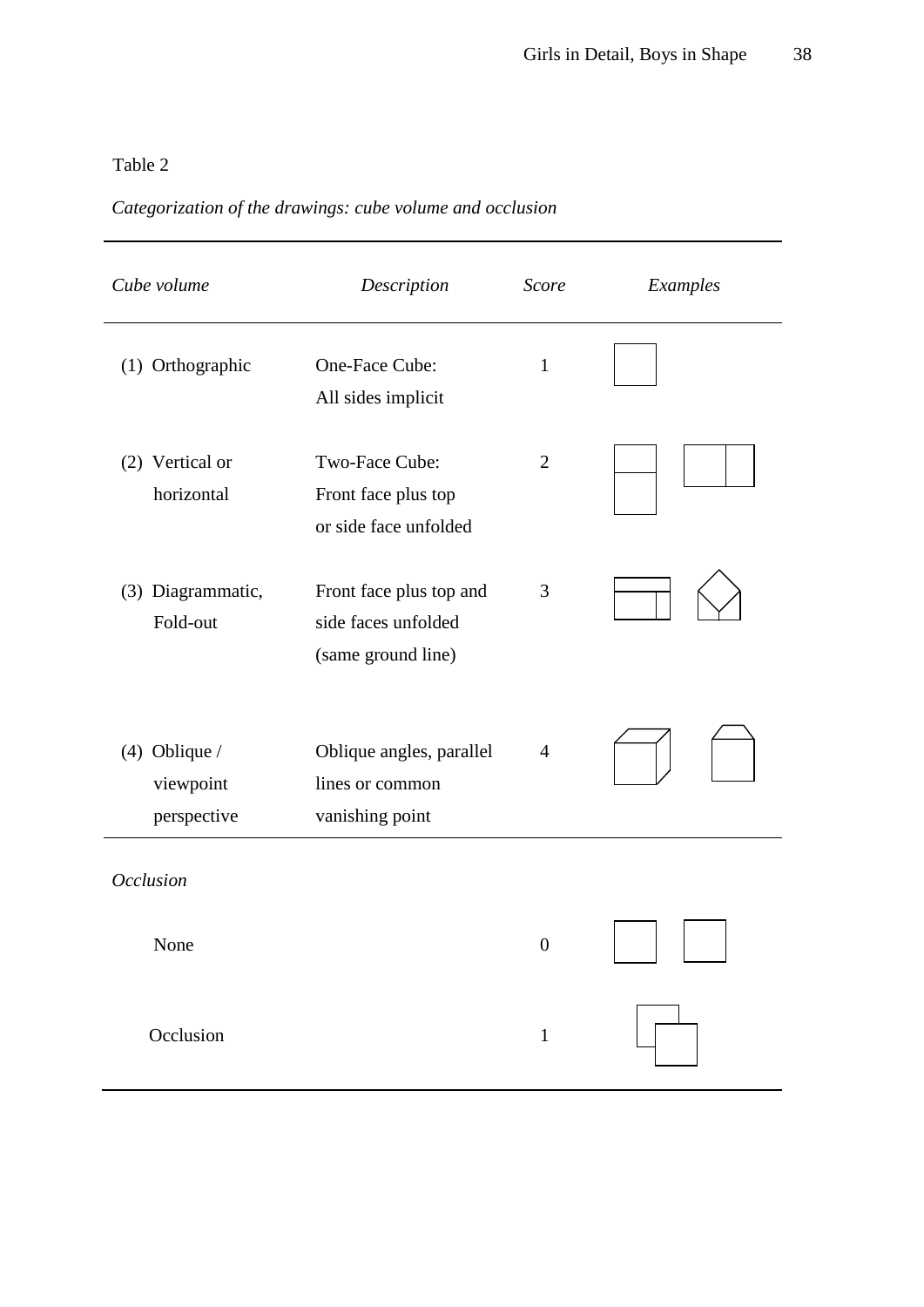Table 2

*Categorization of the drawings: cube volume and occlusion*

| *Cube volume* | *Description* | *Score* | *Examples* |
|---|---|---|---|
| (1) Orthographic | One-Face Cube: All sides implicit | 1 | |
| (2) Vertical or horizontal | Two-Face Cube: Front face plus top or side face unfolded | 2 | |
| (3) Diagrammatic, Fold-out | Front face plus top and side faces unfolded (same ground line) | 3 | |
| (4) Oblique / viewpoint perspective | Oblique angles, parallel lines or common vanishing point | 4 | |
| *Occlusion* | | | |
| None | | 0 | |
| Occlusion | | 1 | |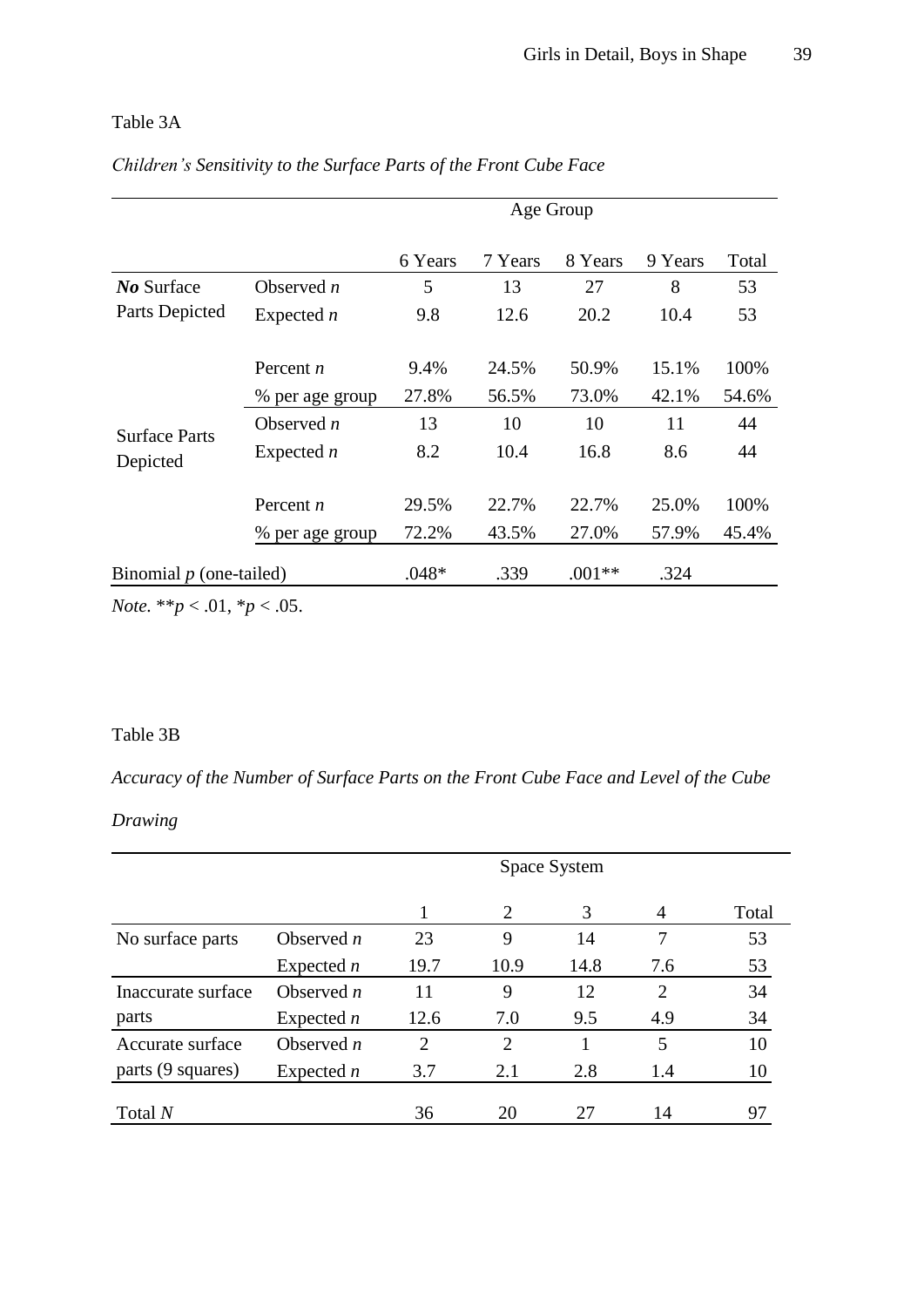Table 3A

*Children's Sensitivity to the Surface Parts of the Front Cube Face*

| | | Age Group | | | | |
|---|---|---|---|---|---|---|
| | | 6 Years | 7 Years | 8 Years | 9 Years | Total |
| ***No*** Surface Parts Depicted | Observed *n* | 5 | 13 | 27 | 8 | 53 |
| | Expected *n* | 9.8 | 12.6 | 20.2 | 10.4 | 53 |
| | Percent *n* | 9.4% | 24.5% | 50.9% | 15.1% | 100% |
| | % per age group | 27.8% | 56.5% | 73.0% | 42.1% | 54.6% |
| Surface Parts Depicted | Observed *n* | 13 | 10 | 10 | 11 | 44 |
| | Expected *n* | 8.2 | 10.4 | 16.8 | 8.6 | 44 |
| | Percent *n* | 29.5% | 22.7% | 22.7% | 25.0% | 100% |
| | % per age group | 72.2% | 43.5% | 27.0% | 57.9% | 45.4% |
| Binomial *p* (one-tailed) | | .048* | .339 | .001** | .324 | |

*Note.* $**p < .01$, $*p < .05$.

Table 3B

*Accuracy of the Number of Surface Parts on the Front Cube Face and Level of the Cube Drawing*

| | | Space System | | | | |
|---|---|---|---|---|---|---|
| | | 1 | 2 | 3 | 4 | Total |
| No surface parts | Observed *n* | 23 | 9 | 14 | 7 | 53 |
| | Expected *n* | 19.7 | 10.9 | 14.8 | 7.6 | 53 |
| Inaccurate surface parts | Observed *n* | 11 | 9 | 12 | 2 | 34 |
| | Expected *n* | 12.6 | 7.0 | 9.5 | 4.9 | 34 |
| Accurate surface parts (9 squares) | Observed *n* | 2 | 2 | 1 | 5 | 10 |
| | Expected *n* | 3.7 | 2.1 | 2.8 | 1.4 | 10 |
| Total *N* | | 36 | 20 | 27 | 14 | 97 |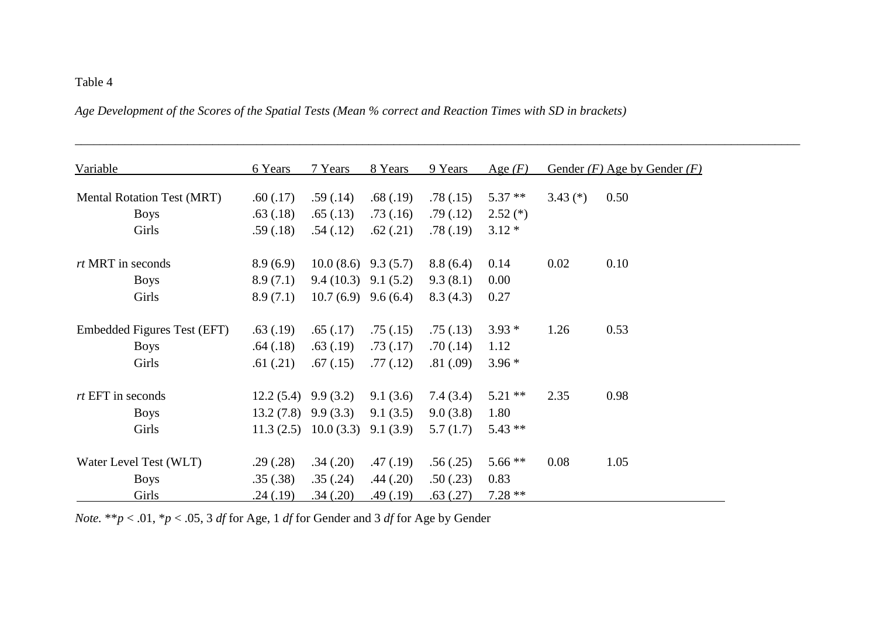Table 4

*Age Development of the Scores of the Spatial Tests (Mean % correct and Reaction Times with SD in brackets)*

| Variable | 6 Years | 7 Years | 8 Years | 9 Years | Age *(F)* | Gender *(F)* | Age by Gender *(F)* |
|---|---|---|---|---|---|---|---|
| Mental Rotation Test (MRT) | .60 (.17) | .59 (.14) | .68 (.19) | .78 (.15) | 5.37 ** | 3.43 (*) | 0.50 |
| Boys | .63 (.18) | .65 (.13) | .73 (.16) | .79 (.12) | 2.52 (*) | | |
| Girls | .59 (.18) | .54 (.12) | .62 (.21) | .78 (.19) | 3.12 * | | |
| *rt* MRT in seconds | 8.9 (6.9) | 10.0 (8.6) | 9.3 (5.7) | 8.8 (6.4) | 0.14 | 0.02 | 0.10 |
| Boys | 8.9 (7.1) | 9.4 (10.3) | 9.1 (5.2) | 9.3 (8.1) | 0.00 | | |
| Girls | 8.9 (7.1) | 10.7 (6.9) | 9.6 (6.4) | 8.3 (4.3) | 0.27 | | |
| Embedded Figures Test (EFT) | .63 (.19) | .65 (.17) | .75 (.15) | .75 (.13) | 3.93 * | 1.26 | 0.53 |
| Boys | .64 (.18) | .63 (.19) | .73 (.17) | .70 (.14) | 1.12 | | |
| Girls | .61 (.21) | .67 (.15) | .77 (.12) | .81 (.09) | 3.96 * | | |
| *rt* EFT in seconds | 12.2 (5.4) | 9.9 (3.2) | 9.1 (3.6) | 7.4 (3.4) | 5.21 ** | 2.35 | 0.98 |
| Boys | 13.2 (7.8) | 9.9 (3.3) | 9.1 (3.5) | 9.0 (3.8) | 1.80 | | |
| Girls | 11.3 (2.5) | 10.0 (3.3) | 9.1 (3.9) | 5.7 (1.7) | 5.43 ** | | |
| Water Level Test (WLT) | .29 (.28) | .34 (.20) | .47 (.19) | .56 (.25) | 5.66 ** | 0.08 | 1.05 |
| Boys | .35 (.38) | .35 (.24) | .44 (.20) | .50 (.23) | 0.83 | | |
| Girls | .24 (.19) | .34 (.20) | .49 (.19) | .63 (.27) | 7.28 ** | | |

*Note.* $^{**}p < .01$, $^{*}p < .05$, 3 *df* for Age, 1 *df* for Gender and 3 *df* for Age by Gender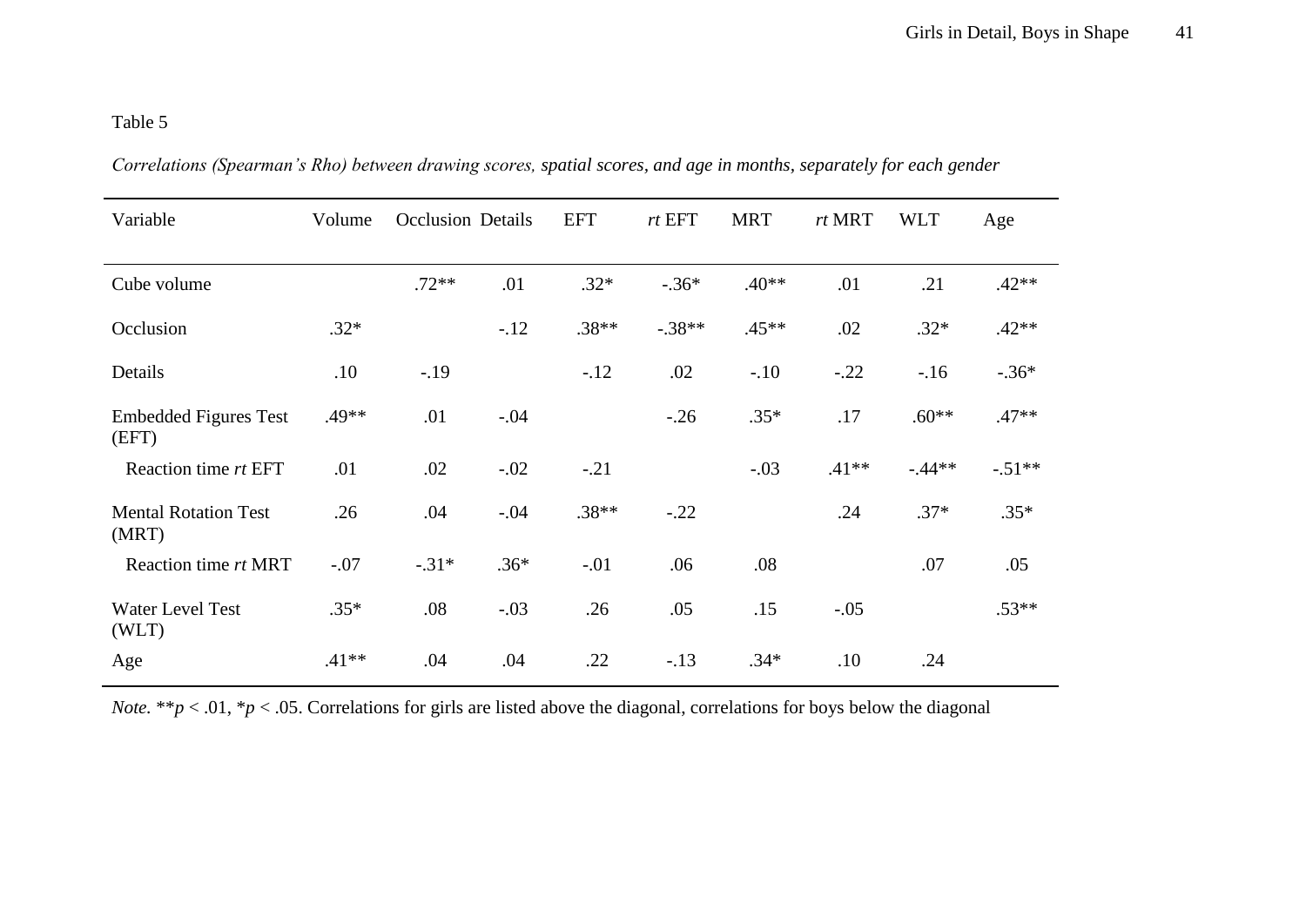Table 5

*Correlations (Spearman's Rho) between drawing scores, spatial scores, and age in months, separately for each gender*

| Variable | Volume | Occlusion | Details | EFT | *rt* EFT | MRT | *rt* MRT | WLT | Age |
|---|---|---|---|---|---|---|---|---|---|
| Cube volume | | .72** | .01 | .32* | -.36* | .40** | .01 | .21 | .42** |
| Occlusion | .32* | | -.12 | .38** | -.38** | .45** | .02 | .32* | .42** |
| Details | .10 | -.19 | | -.12 | .02 | -.10 | -.22 | -.16 | -.36* |
| Embedded Figures Test (EFT) | .49** | .01 | -.04 | | -.26 | .35* | .17 | .60** | .47** |
| Reaction time *rt* EFT | .01 | .02 | -.02 | -.21 | | -.03 | .41** | -.44** | -.51** |
| Mental Rotation Test (MRT) | .26 | .04 | -.04 | .38** | -.22 | | .24 | .37* | .35* |
| Reaction time *rt* MRT | -.07 | -.31* | .36* | -.01 | .06 | .08 | | .07 | .05 |
| Water Level Test (WLT) | .35* | .08 | -.03 | .26 | .05 | .15 | -.05 | | .53** |
| Age | .41** | .04 | .04 | .22 | -.13 | .34* | .10 | .24 | |

*Note.* **$p < .01$, *$p < .05$. Correlations for girls are listed above the diagonal, correlations for boys below the diagonal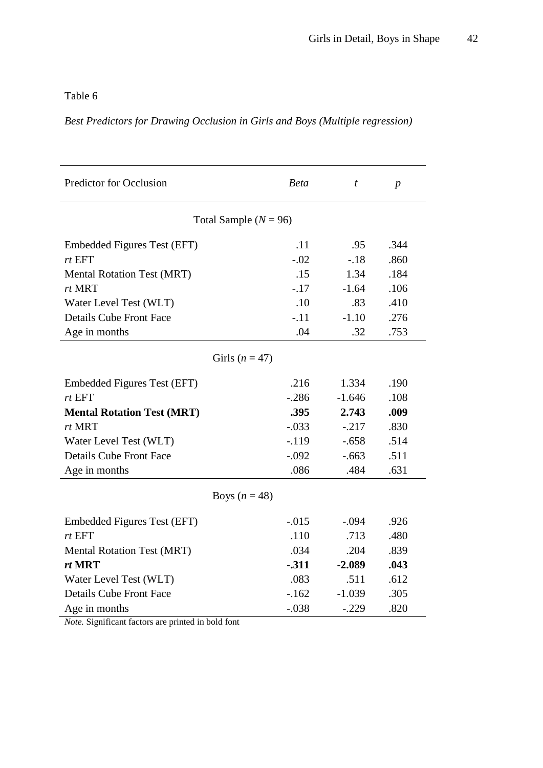Table 6

*Best Predictors for Drawing Occlusion in Girls and Boys (Multiple regression)*

| Predictor for Occlusion | *Beta* | *t* | *p* |
|---|---|---|---|
| Total Sample ($N$ = 96) | | | |
| Embedded Figures Test (EFT) | .11 | .95 | .344 |
| *rt* EFT | -.02 | -.18 | .860 |
| Mental Rotation Test (MRT) | .15 | 1.34 | .184 |
| *rt* MRT | -.17 | -1.64 | .106 |
| Water Level Test (WLT) | .10 | .83 | .410 |
| Details Cube Front Face | -.11 | -1.10 | .276 |
| Age in months | .04 | .32 | .753 |
| Girls ($n$ = 47) | | | |
| Embedded Figures Test (EFT) | .216 | 1.334 | .190 |
| *rt* EFT | -.286 | -1.646 | .108 |
| **Mental Rotation Test (MRT)** | **.395** | **2.743** | **.009** |
| *rt* MRT | -.033 | -.217 | .830 |
| Water Level Test (WLT) | -.119 | -.658 | .514 |
| Details Cube Front Face | -.092 | -.663 | .511 |
| Age in months | .086 | .484 | .631 |
| Boys ($n$ = 48) | | | |
| Embedded Figures Test (EFT) | -.015 | -.094 | .926 |
| *rt* EFT | .110 | .713 | .480 |
| Mental Rotation Test (MRT) | .034 | .204 | .839 |
| ***rt* MRT** | **-.311** | **-2.089** | **.043** |
| Water Level Test (WLT) | .083 | .511 | .612 |
| Details Cube Front Face | -.162 | -1.039 | .305 |
| Age in months | -.038 | -.229 | .820 |

*Note.* Significant factors are printed in bold font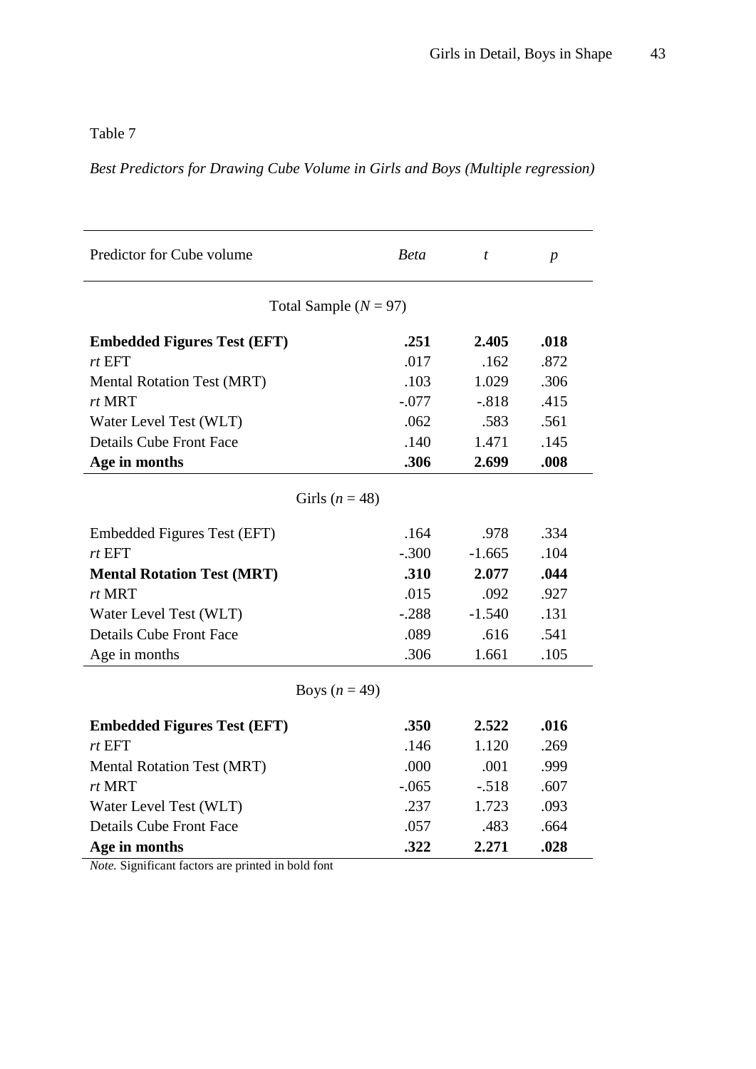Table 7

*Best Predictors for Drawing Cube Volume in Girls and Boys (Multiple regression)*

| Predictor for Cube volume | *Beta* | *t* | *p* |
|---|---|---|---|
| Total Sample ($N$ = 97) | | | |
| **Embedded Figures Test (EFT)** | **.251** | **2.405** | **.018** |
| *rt* EFT | .017 | .162 | .872 |
| Mental Rotation Test (MRT) | .103 | 1.029 | .306 |
| *rt* MRT | -.077 | -.818 | .415 |
| Water Level Test (WLT) | .062 | .583 | .561 |
| Details Cube Front Face | .140 | 1.471 | .145 |
| **Age in months** | **.306** | **2.699** | **.008** |
| Girls ($n$ = 48) | | | |
| Embedded Figures Test (EFT) | .164 | .978 | .334 |
| *rt* EFT | -.300 | -1.665 | .104 |
| **Mental Rotation Test (MRT)** | **.310** | **2.077** | **.044** |
| *rt* MRT | .015 | .092 | .927 |
| Water Level Test (WLT) | -.288 | -1.540 | .131 |
| Details Cube Front Face | .089 | .616 | .541 |
| Age in months | .306 | 1.661 | .105 |
| Boys ($n$ = 49) | | | |
| **Embedded Figures Test (EFT)** | **.350** | **2.522** | **.016** |
| *rt* EFT | .146 | 1.120 | .269 |
| Mental Rotation Test (MRT) | .000 | .001 | .999 |
| *rt* MRT | -.065 | -.518 | .607 |
| Water Level Test (WLT) | .237 | 1.723 | .093 |
| Details Cube Front Face | .057 | .483 | .664 |
| **Age in months** | **.322** | **2.271** | **.028** |

*Note.* Significant factors are printed in bold font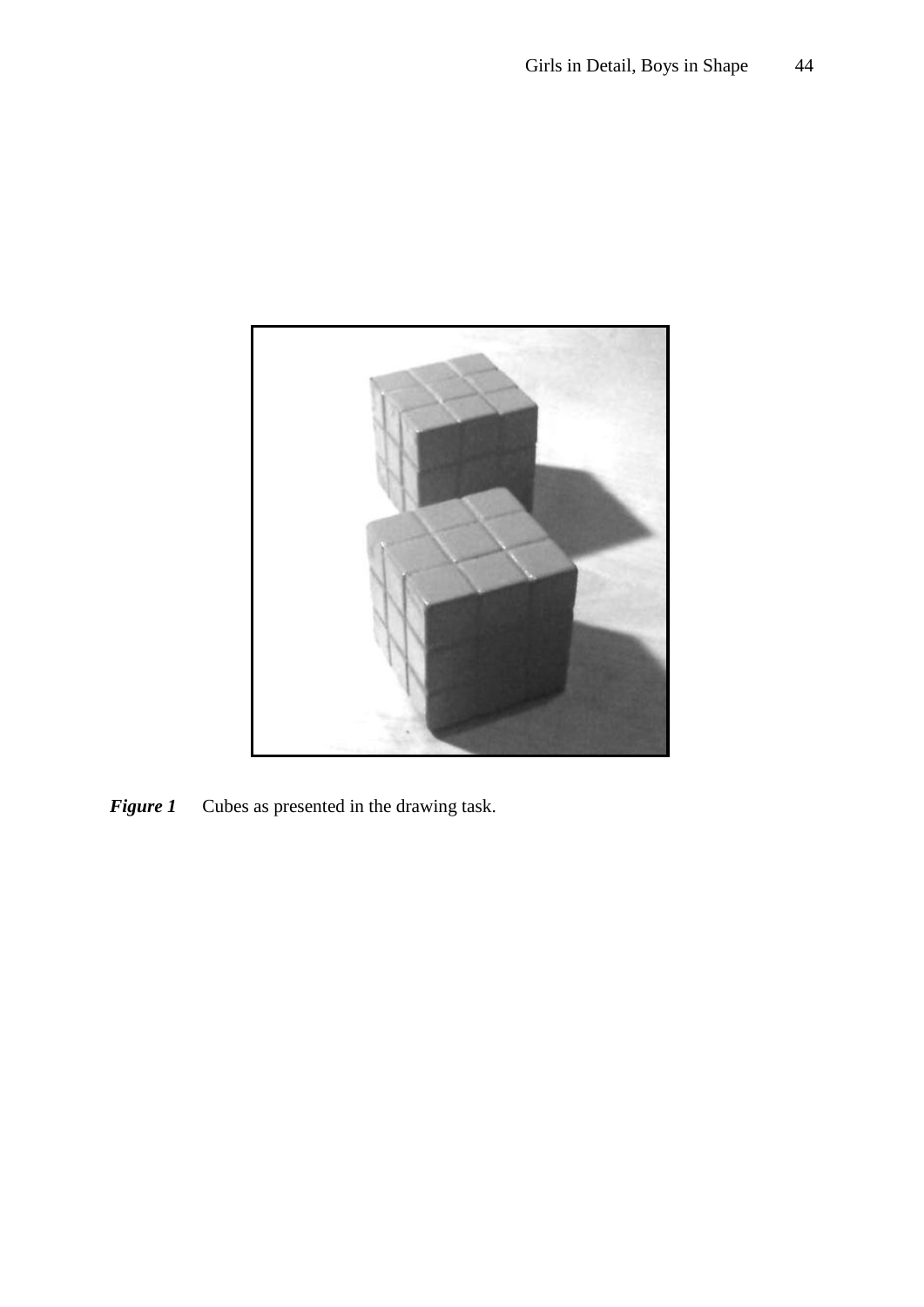***Figure 1*** Cubes as presented in the drawing task.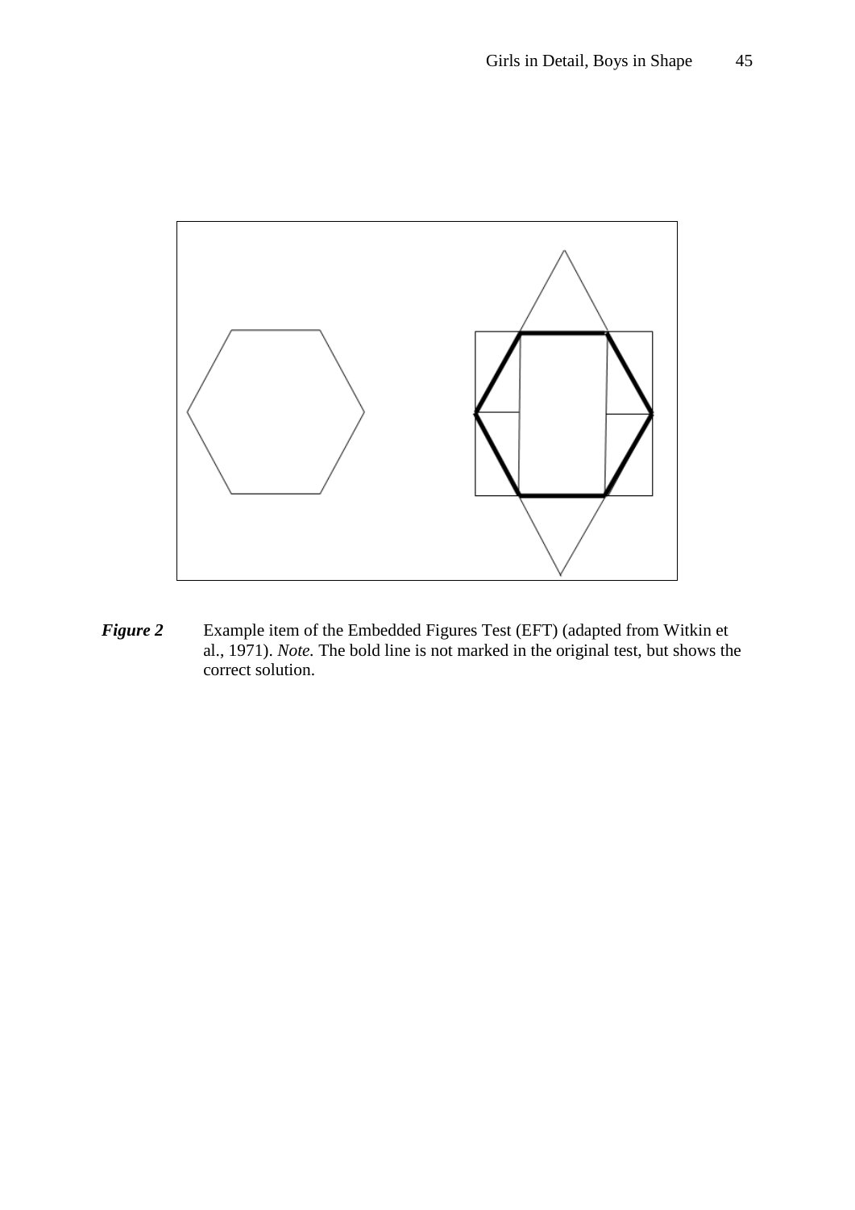***Figure 2*** Example item of the Embedded Figures Test (EFT) (adapted from Witkin et al., 1971). *Note.* The bold line is not marked in the original test, but shows the correct solution.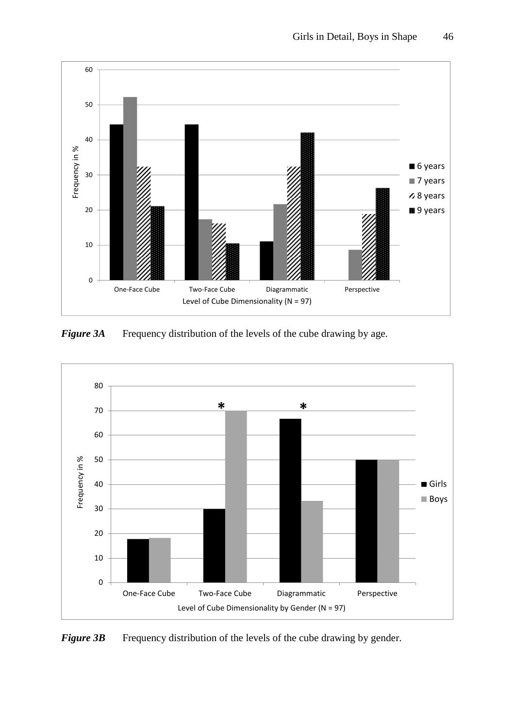*Figure 3A* Frequency distribution of the levels of the cube drawing by age.

*Figure 3B* Frequency distribution of the levels of the cube drawing by gender.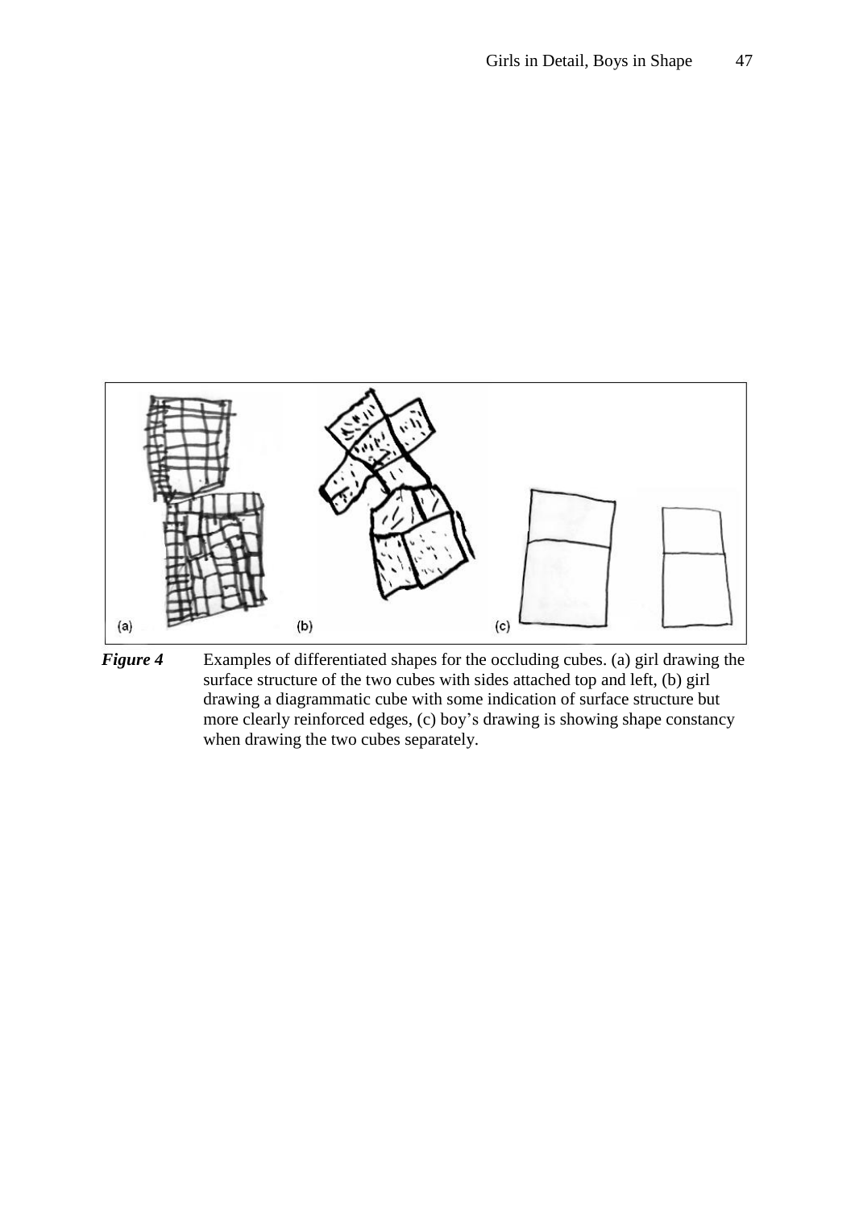*Figure 4* Examples of differentiated shapes for the occluding cubes. (a) girl drawing the surface structure of the two cubes with sides attached top and left, (b) girl drawing a diagrammatic cube with some indication of surface structure but more clearly reinforced edges, (c) boy's drawing is showing shape constancy when drawing the two cubes separately.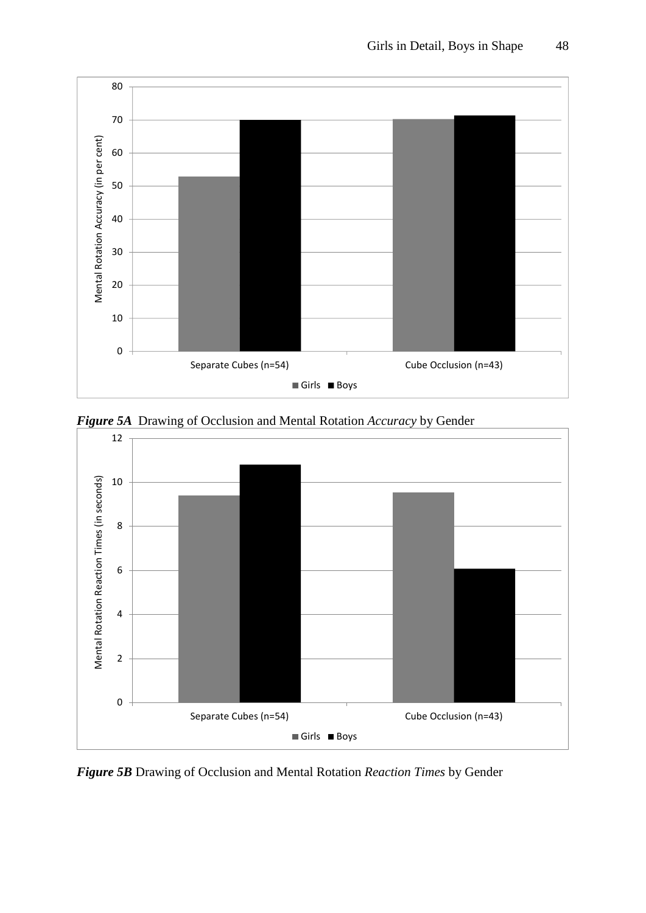80
70
60
50
40
30
20
10
0

Mental Rotation Accuracy (in per cent)

Separate Cubes (n=54)
Cube Occlusion (n=43)

Girls
Boys

***Figure 5A*** Drawing of Occlusion and Mental Rotation *Accuracy* by Gender

12
10
8
6
4
2
0

Mental Rotation Reaction Times (in seconds)

Separate Cubes (n=54)
Cube Occlusion (n=43)

Girls
Boys

***Figure 5B*** Drawing of Occlusion and Mental Rotation *Reaction Times* by Gender